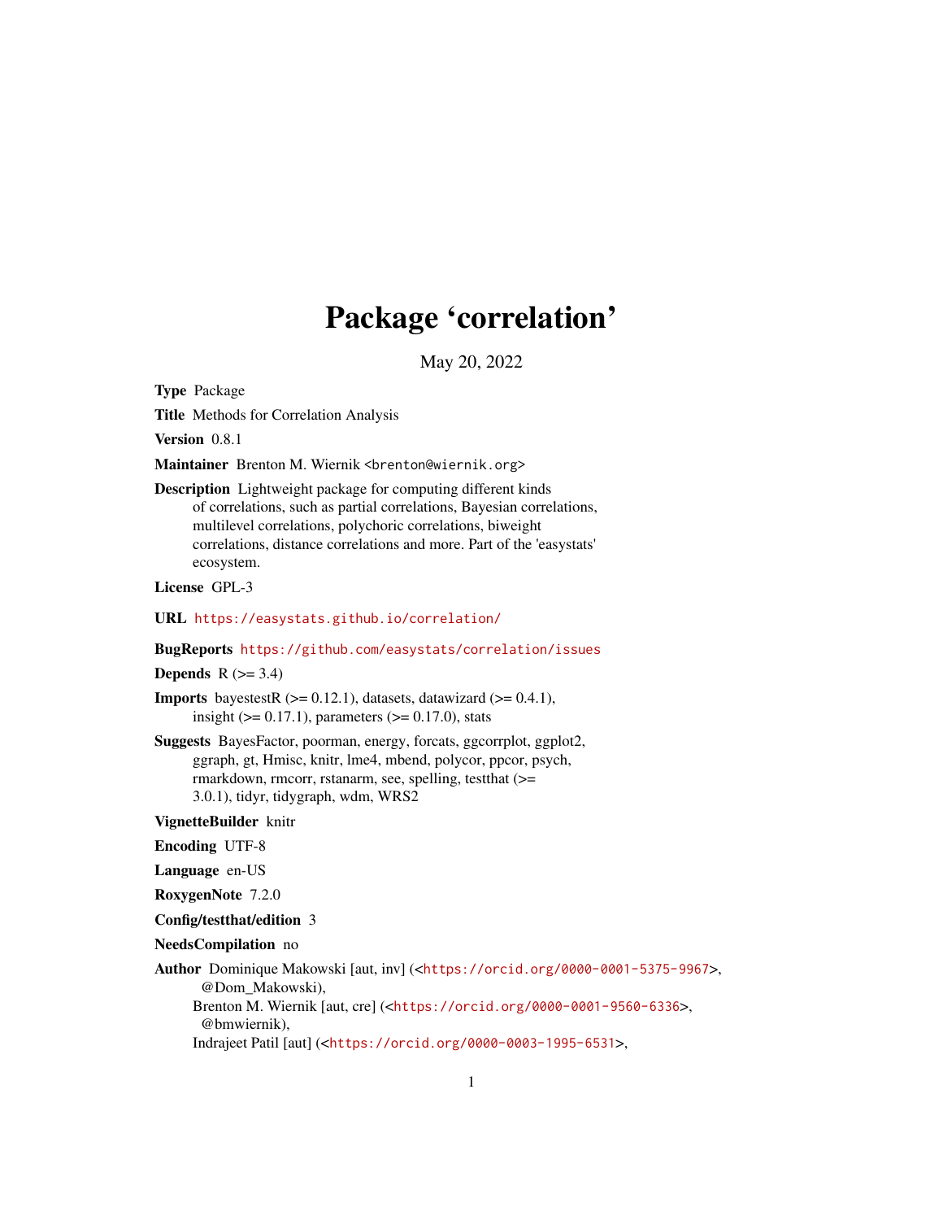# Package 'correlation'

May 20, 2022

**Type** Package

**Title** Methods for Correlation Analysis

**Version** 0.8.1

**Maintainer** Brenton M. Wiernik <brenton@wiernik.org>

**Description** Lightweight package for computing different kinds of correlations, such as partial correlations, Bayesian correlations, multilevel correlations, polychoric correlations, biweight correlations, distance correlations and more. Part of the 'easystats' ecosystem.

**License** GPL-3

**URL** https://easystats.github.io/correlation/

**BugReports** https://github.com/easystats/correlation/issues

**Depends** R (>= 3.4)

**Imports** bayestestR (>= 0.12.1), datasets, datawizard (>= 0.4.1), insight (>= 0.17.1), parameters (>= 0.17.0), stats

**Suggests** BayesFactor, poorman, energy, forcats, ggcorrplot, ggplot2, ggraph, gt, Hmisc, knitr, lme4, mbend, polycor, ppcor, psych, rmarkdown, rmcorr, rstanarm, see, spelling, testthat (>= 3.0.1), tidyr, tidygraph, wdm, WRS2

**VignetteBuilder** knitr

**Encoding** UTF-8

**Language** en-US

**RoxygenNote** 7.2.0

**Config/testthat/edition** 3

**NeedsCompilation** no

**Author** Dominique Makowski [aut, inv] (<https://orcid.org/0000-0001-5375-9967>, @Dom_Makowski),
Brenton M. Wiernik [aut, cre] (<https://orcid.org/0000-0001-9560-6336>, @bmwiernik),
Indrajeet Patil [aut] (<https://orcid.org/0000-0003-1995-6531>,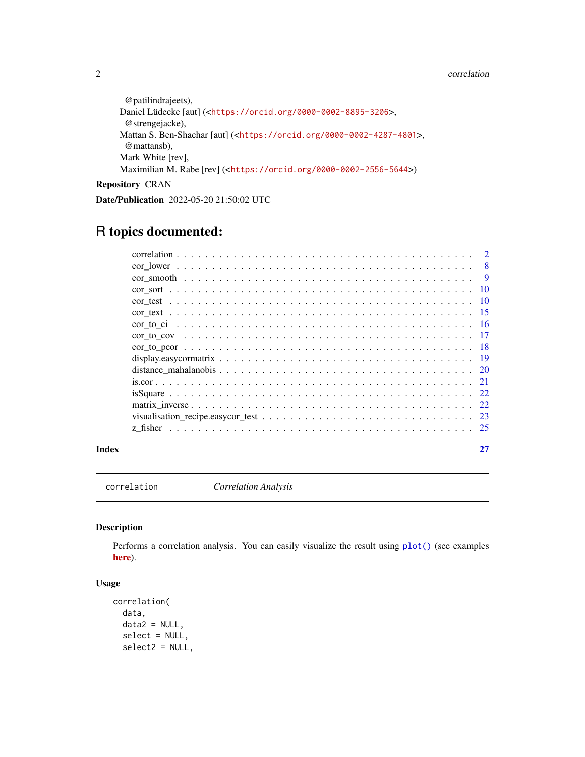@patilindrajeets),
Daniel Lüdecke [aut] (<https://orcid.org/0000-0002-8895-3206>,
@strengejacke),
Mattan S. Ben-Shachar [aut] (<https://orcid.org/0000-0002-4287-4801>,
@mattansb),
Mark White [rev],
Maximilian M. Rabe [rev] (<https://orcid.org/0000-0002-2556-5644>)

**Repository** CRAN

**Date/Publication** 2022-05-20 21:50:02 UTC

# R topics documented:

- correlation . . . 2
- cor_lower . . . 8
- cor_smooth . . . 9
- cor_sort . . . 10
- cor_test . . . 10
- cor_text . . . 15
- cor_to_ci . . . 16
- cor_to_cov . . . 17
- cor_to_pcor . . . 18
- display.easycormatrix . . . 19
- distance_mahalanobis . . . 20
- is.cor . . . 21
- isSquare . . . 22
- matrix_inverse . . . 22
- visualisation_recipe.easycor_test . . . 23
- z_fisher . . . 25

**Index** 27

---

`correlation` *Correlation Analysis*

---

## Description

Performs a correlation analysis. You can easily visualize the result using `plot()` (see examples **here**).

## Usage

```
correlation(
  data,
  data2 = NULL,
  select = NULL,
  select2 = NULL,
```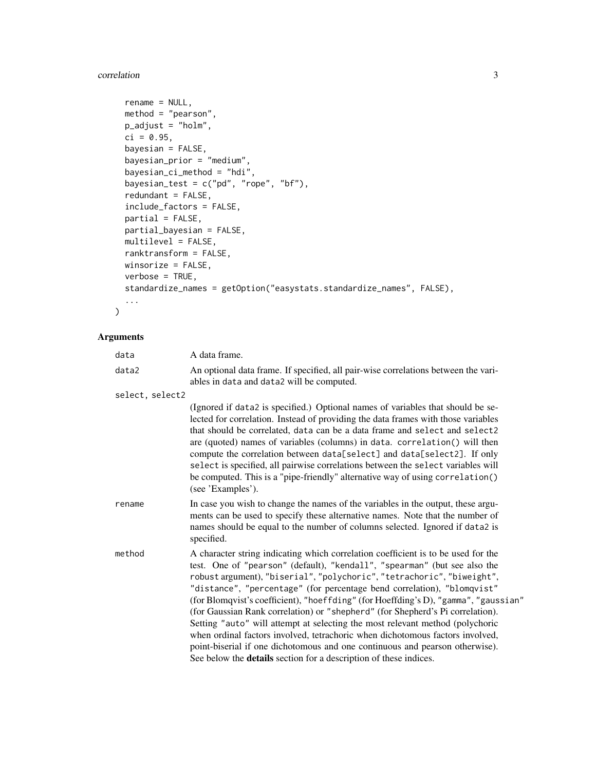```
  rename = NULL,
  method = "pearson",
  p_adjust = "holm",
  ci = 0.95,
  bayesian = FALSE,
  bayesian_prior = "medium",
  bayesian_ci_method = "hdi",
  bayesian_test = c("pd", "rope", "bf"),
  redundant = FALSE,
  include_factors = FALSE,
  partial = FALSE,
  partial_bayesian = FALSE,
  multilevel = FALSE,
  ranktransform = FALSE,
  winsorize = FALSE,
  verbose = TRUE,
  standardize_names = getOption("easystats.standardize_names", FALSE),
  ...
)
```

## Arguments

| | |
|---|---|
| `data` | A data frame. |
| `data2` | An optional data frame. If specified, all pair-wise correlations between the variables in `data` and `data2` will be computed. |
| `select, select2` | (Ignored if `data2` is specified.) Optional names of variables that should be selected for correlation. Instead of providing the data frames with those variables that should be correlated, `data` can be a data frame and `select` and `select2` are (quoted) names of variables (columns) in `data`. `correlation()` will then compute the correlation between `data[select]` and `data[select2]`. If only `select` is specified, all pairwise correlations between the `select` variables will be computed. This is a "pipe-friendly" alternative way of using `correlation()` (see 'Examples'). |
| `rename` | In case you wish to change the names of the variables in the output, these arguments can be used to specify these alternative names. Note that the number of names should be equal to the number of columns selected. Ignored if `data2` is specified. |
| `method` | A character string indicating which correlation coefficient is to be used for the test. One of `"pearson"` (default), `"kendall"`, `"spearman"` (but see also the `robust` argument), `"biserial"`, `"polychoric"`, `"tetrachoric"`, `"biweight"`, `"distance"`, `"percentage"` (for percentage bend correlation), `"blomqvist"` (for Blomqvist's coefficient), `"hoeffding"` (for Hoeffding's D), `"gamma"`, `"gaussian"` (for Gaussian Rank correlation) or `"shepherd"` (for Shepherd's Pi correlation). Setting `"auto"` will attempt at selecting the most relevant method (polychoric when ordinal factors involved, tetrachoric when dichotomous factors involved, point-biserial if one dichotomous and one continuous and pearson otherwise). See below the **details** section for a description of these indices. |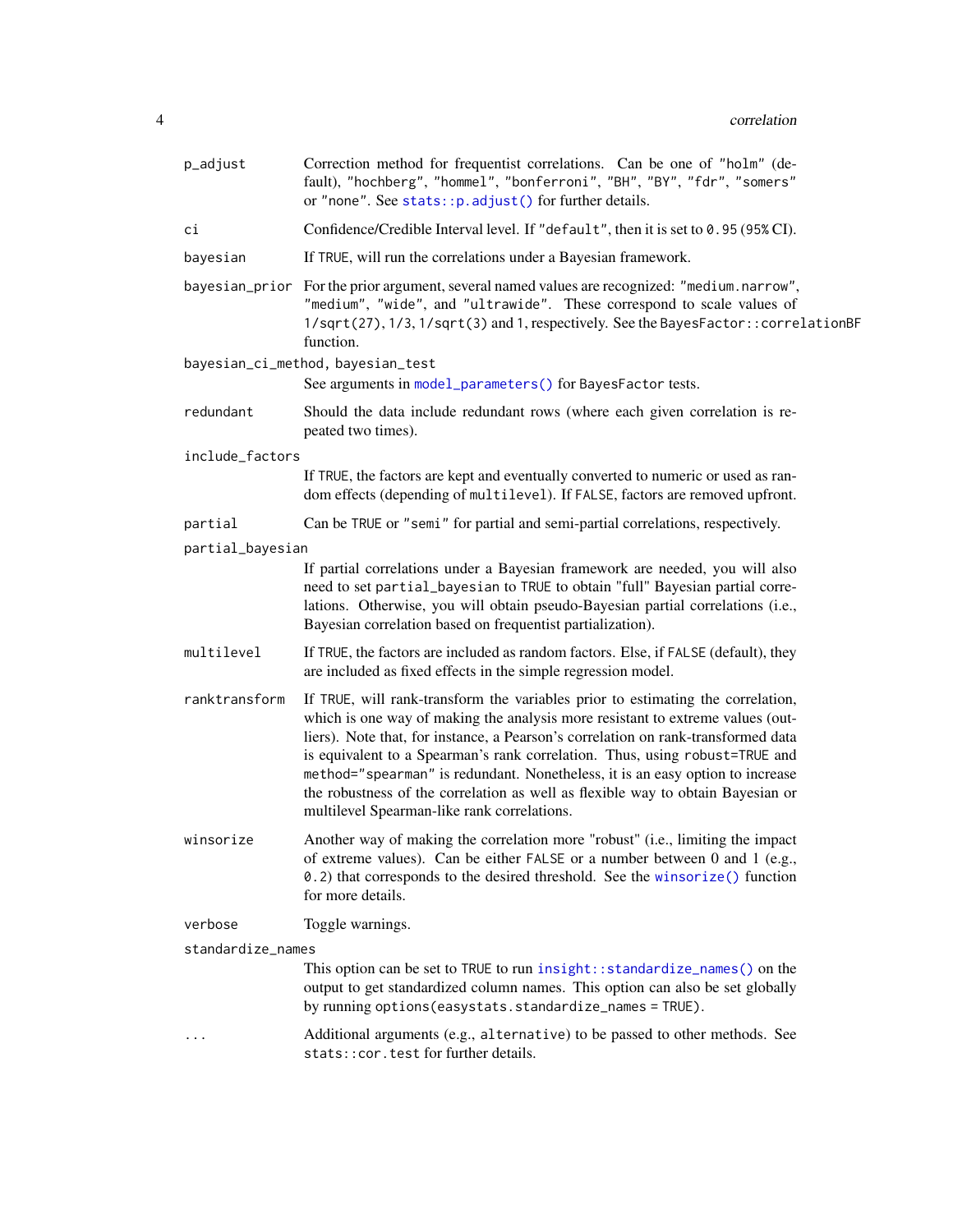| Argument | Description |
|---|---|
| `p_adjust` | Correction method for frequentist correlations. Can be one of `"holm"` (default), `"hochberg"`, `"hommel"`, `"bonferroni"`, `"BH"`, `"BY"`, `"fdr"`, `"somers"` or `"none"`. See `stats::p.adjust()` for further details. |
| `ci` | Confidence/Credible Interval level. If `"default"`, then it is set to `0.95` (95% CI). |
| `bayesian` | If `TRUE`, will run the correlations under a Bayesian framework. |
| `bayesian_prior` | For the prior argument, several named values are recognized: `"medium.narrow"`, `"medium"`, `"wide"`, and `"ultrawide"`. These correspond to scale values of `1/sqrt(27)`, `1/3`, `1/sqrt(3)` and `1`, respectively. See the `BayesFactor::correlationBF` function. |
| `bayesian_ci_method`, `bayesian_test` | See arguments in `model_parameters()` for `BayesFactor` tests. |
| `redundant` | Should the data include redundant rows (where each given correlation is repeated two times). |
| `include_factors` | If `TRUE`, the factors are kept and eventually converted to numeric or used as random effects (depending of `multilevel`). If `FALSE`, factors are removed upfront. |
| `partial` | Can be `TRUE` or `"semi"` for partial and semi-partial correlations, respectively. |
| `partial_bayesian` | If partial correlations under a Bayesian framework are needed, you will also need to set `partial_bayesian` to `TRUE` to obtain "full" Bayesian partial correlations. Otherwise, you will obtain pseudo-Bayesian partial correlations (i.e., Bayesian correlation based on frequentist partialization). |
| `multilevel` | If `TRUE`, the factors are included as random factors. Else, if `FALSE` (default), they are included as fixed effects in the simple regression model. |
| `ranktransform` | If `TRUE`, will rank-transform the variables prior to estimating the correlation, which is one way of making the analysis more resistant to extreme values (outliers). Note that, for instance, a Pearson's correlation on rank-transformed data is equivalent to a Spearman's rank correlation. Thus, using `robust=TRUE` and `method="spearman"` is redundant. Nonetheless, it is an easy option to increase the robustness of the correlation as well as flexible way to obtain Bayesian or multilevel Spearman-like rank correlations. |
| `winsorize` | Another way of making the correlation more "robust" (i.e., limiting the impact of extreme values). Can be either `FALSE` or a number between 0 and 1 (e.g., `0.2`) that corresponds to the desired threshold. See the `winsorize()` function for more details. |
| `verbose` | Toggle warnings. |
| `standardize_names` | This option can be set to `TRUE` to run `insight::standardize_names()` on the output to get standardized column names. This option can also be set globally by running `options(easystats.standardize_names = TRUE)`. |
| `...` | Additional arguments (e.g., `alternative`) to be passed to other methods. See `stats::cor.test` for further details. |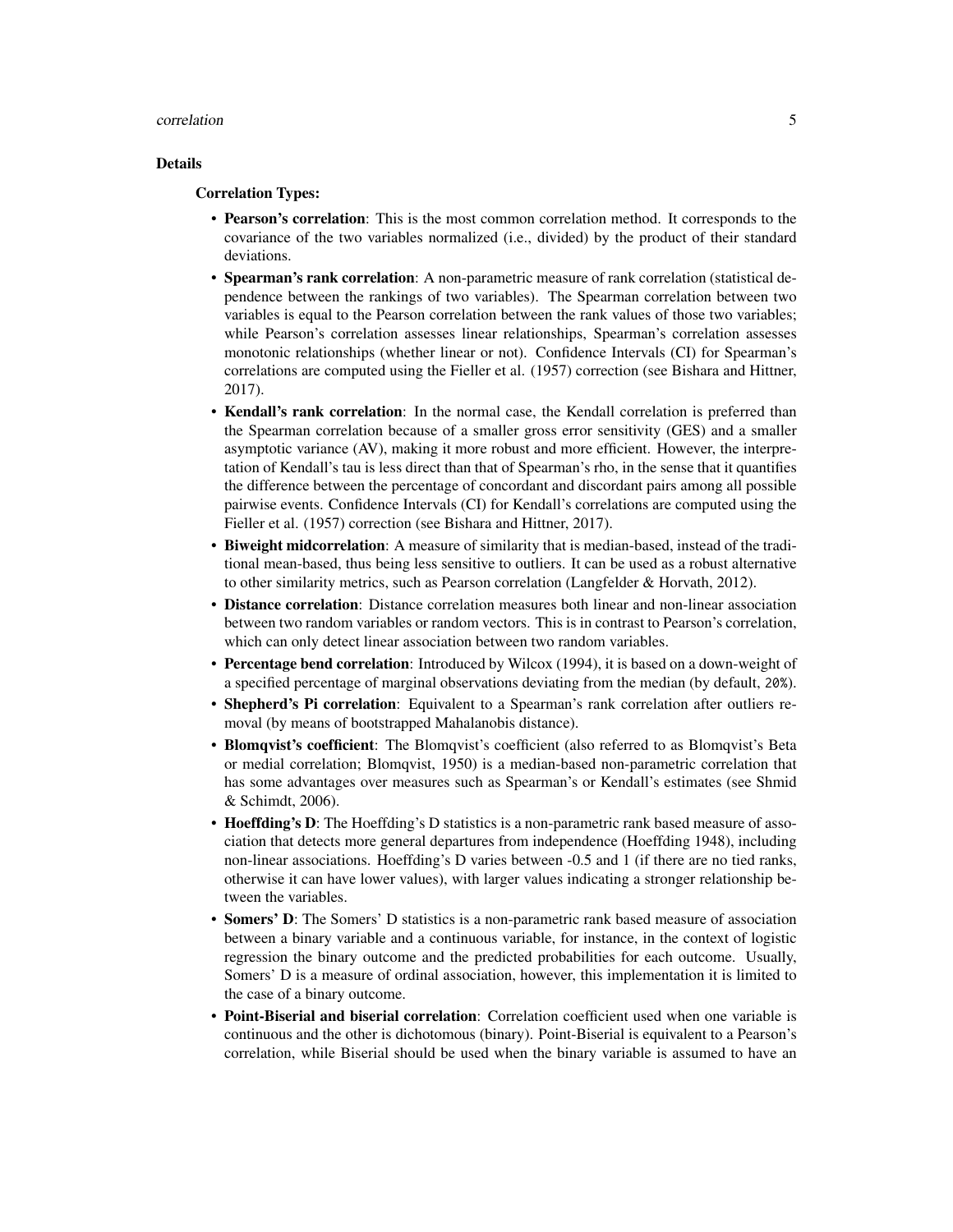## Details

### Correction Types:

- **Pearson's correlation**: This is the most common correlation method. It corresponds to the covariance of the two variables normalized (i.e., divided) by the product of their standard deviations.
- **Spearman's rank correlation**: A non-parametric measure of rank correlation (statistical dependence between the rankings of two variables). The Spearman correlation between two variables is equal to the Pearson correlation between the rank values of those two variables; while Pearson's correlation assesses linear relationships, Spearman's correlation assesses monotonic relationships (whether linear or not). Confidence Intervals (CI) for Spearman's correlations are computed using the Fieller et al. (1957) correction (see Bishara and Hittner, 2017).
- **Kendall's rank correlation**: In the normal case, the Kendall correlation is preferred than the Spearman correlation because of a smaller gross error sensitivity (GES) and a smaller asymptotic variance (AV), making it more robust and more efficient. However, the interpretation of Kendall's tau is less direct than that of Spearman's rho, in the sense that it quantifies the difference between the percentage of concordant and discordant pairs among all possible pairwise events. Confidence Intervals (CI) for Kendall's correlations are computed using the Fieller et al. (1957) correction (see Bishara and Hittner, 2017).
- **Biweight midcorrelation**: A measure of similarity that is median-based, instead of the traditional mean-based, thus being less sensitive to outliers. It can be used as a robust alternative to other similarity metrics, such as Pearson correlation (Langfelder & Horvath, 2012).
- **Distance correlation**: Distance correlation measures both linear and non-linear association between two random variables or random vectors. This is in contrast to Pearson's correlation, which can only detect linear association between two random variables.
- **Percentage bend correlation**: Introduced by Wilcox (1994), it is based on a down-weight of a specified percentage of marginal observations deviating from the median (by default, `20%`).
- **Shepherd's Pi correlation**: Equivalent to a Spearman's rank correlation after outliers removal (by means of bootstrapped Mahalanobis distance).
- **Blomqvist's coefficient**: The Blomqvist's coefficient (also referred to as Blomqvist's Beta or medial correlation; Blomqvist, 1950) is a median-based non-parametric correlation that has some advantages over measures such as Spearman's or Kendall's estimates (see Shmid & Schimdt, 2006).
- **Hoeffding's D**: The Hoeffding's D statistics is a non-parametric rank based measure of association that detects more general departures from independence (Hoeffding 1948), including non-linear associations. Hoeffding's D varies between -0.5 and 1 (if there are no tied ranks, otherwise it can have lower values), with larger values indicating a stronger relationship between the variables.
- **Somers' D**: The Somers' D statistics is a non-parametric rank based measure of association between a binary variable and a continuous variable, for instance, in the context of logistic regression the binary outcome and the predicted probabilities for each outcome. Usually, Somers' D is a measure of ordinal association, however, this implementation it is limited to the case of a binary outcome.
- **Point-Biserial and biserial correlation**: Correlation coefficient used when one variable is continuous and the other is dichotomous (binary). Point-Biserial is equivalent to a Pearson's correlation, while Biserial should be used when the binary variable is assumed to have an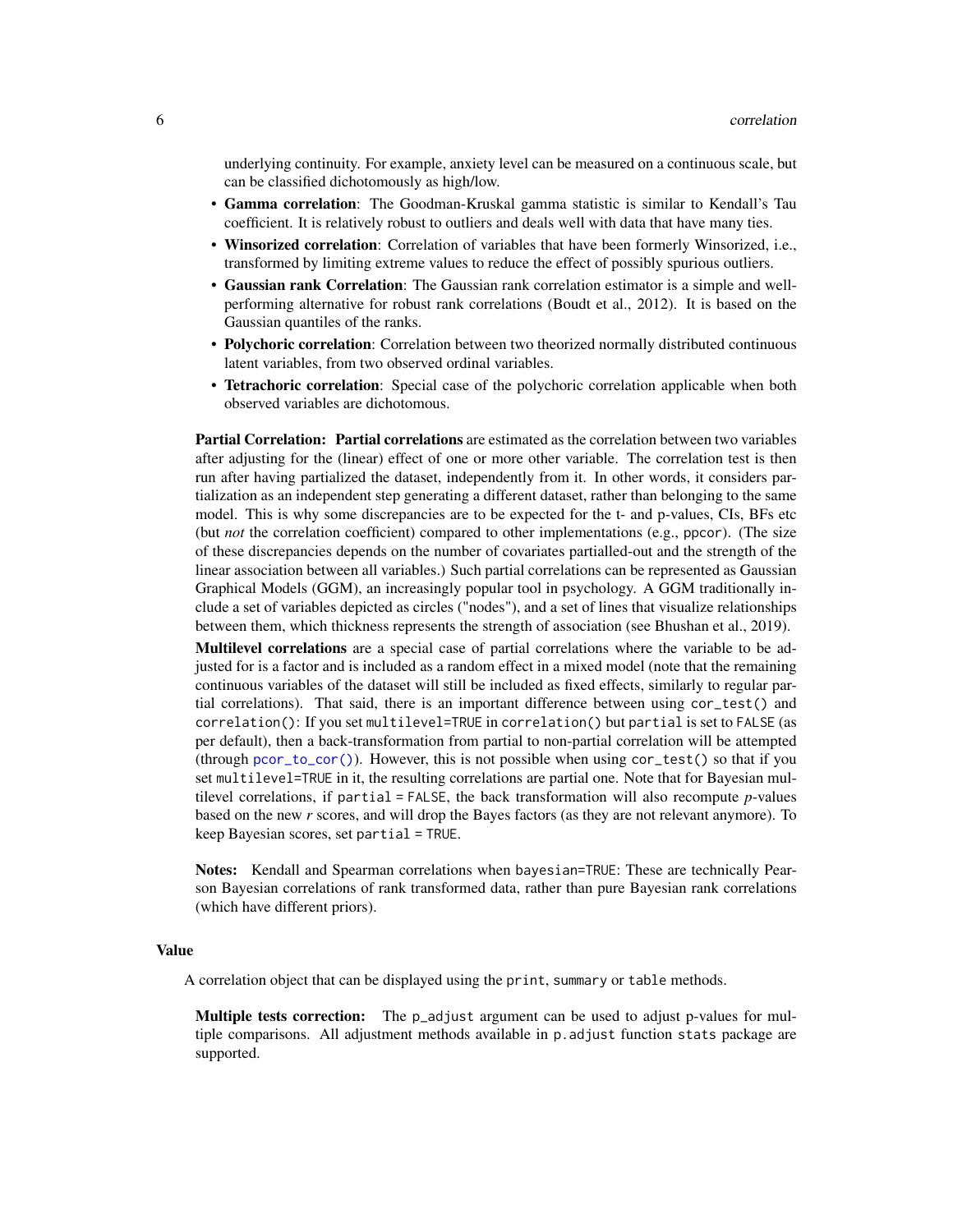underlying continuity. For example, anxiety level can be measured on a continuous scale, but can be classified dichotomously as high/low.

- **Gamma correlation**: The Goodman-Kruskal gamma statistic is similar to Kendall's Tau coefficient. It is relatively robust to outliers and deals well with data that have many ties.
- **Winsorized correlation**: Correlation of variables that have been formerly Winsorized, i.e., transformed by limiting extreme values to reduce the effect of possibly spurious outliers.
- **Gaussian rank Correlation**: The Gaussian rank correlation estimator is a simple and well-performing alternative for robust rank correlations (Boudt et al., 2012). It is based on the Gaussian quantiles of the ranks.
- **Polychoric correlation**: Correlation between two theorized normally distributed continuous latent variables, from two observed ordinal variables.
- **Tetrachoric correlation**: Special case of the polychoric correlation applicable when both observed variables are dichotomous.

**Partial Correlation:** **Partial correlations** are estimated as the correlation between two variables after adjusting for the (linear) effect of one or more other variable. The correlation test is then run after having partialized the dataset, independently from it. In other words, it considers partialization as an independent step generating a different dataset, rather than belonging to the same model. This is why some discrepancies are to be expected for the t- and p-values, CIs, BFs etc (but *not* the correlation coefficient) compared to other implementations (e.g., `ppcor`). (The size of these discrepancies depends on the number of covariates partialled-out and the strength of the linear association between all variables.) Such partial correlations can be represented as Gaussian Graphical Models (GGM), an increasingly popular tool in psychology. A GGM traditionally include a set of variables depicted as circles ("nodes"), and a set of lines that visualize relationships between them, which thickness represents the strength of association (see Bhushan et al., 2019).

**Multilevel correlations** are a special case of partial correlations where the variable to be adjusted for is a factor and is included as a random effect in a mixed model (note that the remaining continuous variables of the dataset will still be included as fixed effects, similarly to regular partial correlations). That said, there is an important difference between using `cor_test()` and `correlation()`: If you set `multilevel=TRUE` in `correlation()` but `partial` is set to `FALSE` (as per default), then a back-transformation from partial to non-partial correlation will be attempted (through `pcor_to_cor()`). However, this is not possible when using `cor_test()` so that if you set `multilevel=TRUE` in it, the resulting correlations are partial one. Note that for Bayesian multilevel correlations, if `partial = FALSE`, the back transformation will also recompute *p*-values based on the new *r* scores, and will drop the Bayes factors (as they are not relevant anymore). To keep Bayesian scores, set `partial = TRUE`.

**Notes:** Kendall and Spearman correlations when `bayesian=TRUE`: These are technically Pearson Bayesian correlations of rank transformed data, rather than pure Bayesian rank correlations (which have different priors).

## Value

A correlation object that can be displayed using the `print`, `summary` or `table` methods.

**Multiple tests correction:** The `p_adjust` argument can be used to adjust p-values for multiple comparisons. All adjustment methods available in `p.adjust` function `stats` package are supported.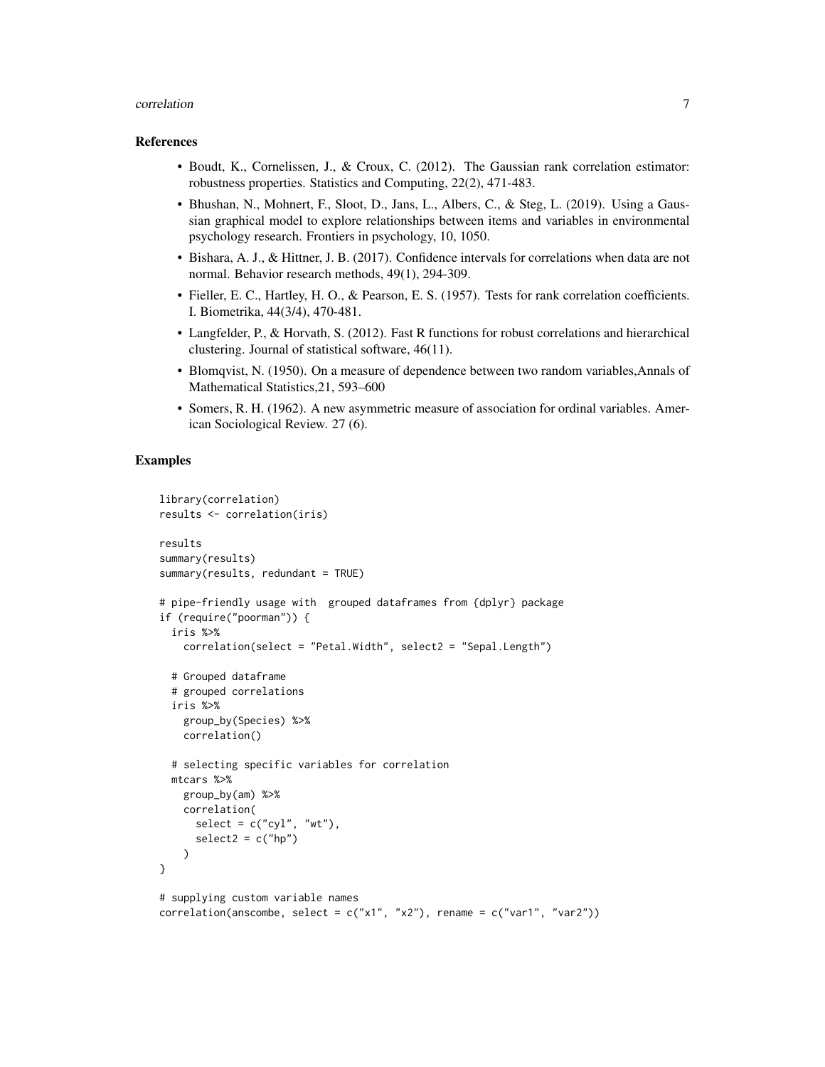## References

- Boudt, K., Cornelissen, J., & Croux, C. (2012). The Gaussian rank correlation estimator: robustness properties. Statistics and Computing, 22(2), 471-483.
- Bhushan, N., Mohnert, F., Sloot, D., Jans, L., Albers, C., & Steg, L. (2019). Using a Gaussian graphical model to explore relationships between items and variables in environmental psychology research. Frontiers in psychology, 10, 1050.
- Bishara, A. J., & Hittner, J. B. (2017). Confidence intervals for correlations when data are not normal. Behavior research methods, 49(1), 294-309.
- Fieller, E. C., Hartley, H. O., & Pearson, E. S. (1957). Tests for rank correlation coefficients. I. Biometrika, 44(3/4), 470-481.
- Langfelder, P., & Horvath, S. (2012). Fast R functions for robust correlations and hierarchical clustering. Journal of statistical software, 46(11).
- Blomqvist, N. (1950). On a measure of dependence between two random variables,Annals of Mathematical Statistics,21, 593–600
- Somers, R. H. (1962). A new asymmetric measure of association for ordinal variables. American Sociological Review. 27 (6).

## Examples

```
library(correlation)
results <- correlation(iris)

results
summary(results)
summary(results, redundant = TRUE)

# pipe-friendly usage with  grouped dataframes from {dplyr} package
if (require("poorman")) {
  iris %>%
    correlation(select = "Petal.Width", select2 = "Sepal.Length")

  # Grouped dataframe
  # grouped correlations
  iris %>%
    group_by(Species) %>%
    correlation()

  # selecting specific variables for correlation
  mtcars %>%
    group_by(am) %>%
    correlation(
      select = c("cyl", "wt"),
      select2 = c("hp")
    )
}

# supplying custom variable names
correlation(anscombe, select = c("x1", "x2"), rename = c("var1", "var2"))
```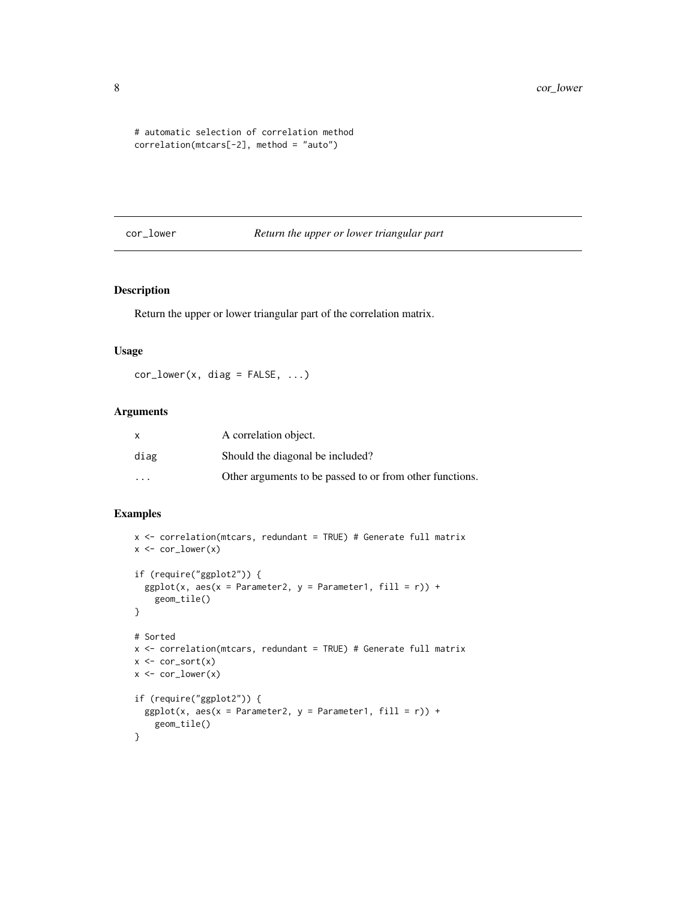```
# automatic selection of correlation method
correlation(mtcars[-2], method = "auto")
```

## cor_lower — *Return the upper or lower triangular part*

### Description

Return the upper or lower triangular part of the correlation matrix.

### Usage

```
cor_lower(x, diag = FALSE, ...)
```

### Arguments

| | |
|---|---|
| x | A correlation object. |
| diag | Should the diagonal be included? |
| ... | Other arguments to be passed to or from other functions. |

### Examples

```
x <- correlation(mtcars, redundant = TRUE) # Generate full matrix
x <- cor_lower(x)

if (require("ggplot2")) {
  ggplot(x, aes(x = Parameter2, y = Parameter1, fill = r)) +
    geom_tile()
}

# Sorted
x <- correlation(mtcars, redundant = TRUE) # Generate full matrix
x <- cor_sort(x)
x <- cor_lower(x)

if (require("ggplot2")) {
  ggplot(x, aes(x = Parameter2, y = Parameter1, fill = r)) +
    geom_tile()
}
```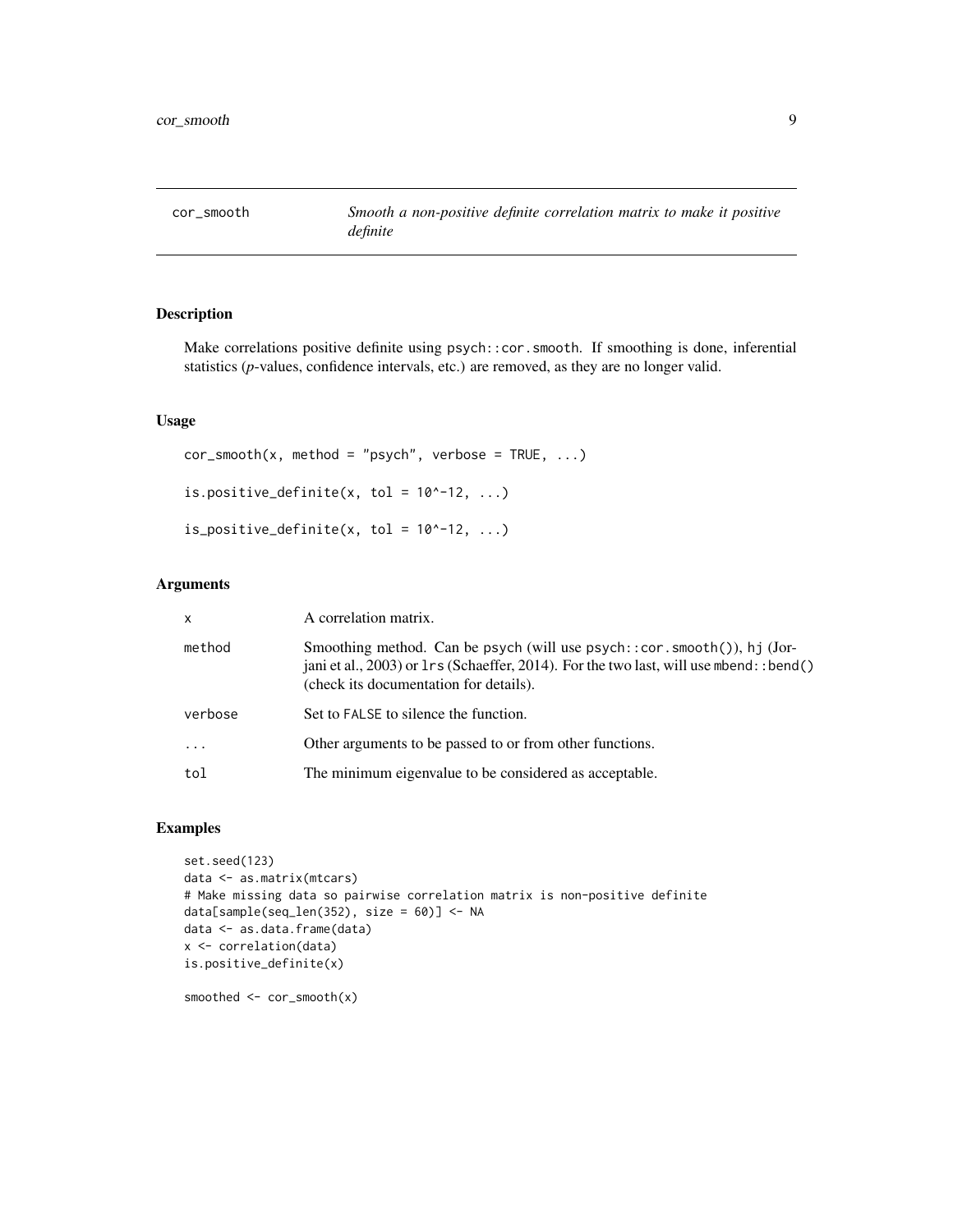# cor_smooth

*Smooth a non-positive definite correlation matrix to make it positive definite*

## Description

Make correlations positive definite using `psych::cor.smooth`. If smoothing is done, inferential statistics (*p*-values, confidence intervals, etc.) are removed, as they are no longer valid.

## Usage

```
cor_smooth(x, method = "psych", verbose = TRUE, ...)

is.positive_definite(x, tol = 10^-12, ...)

is_positive_definite(x, tol = 10^-12, ...)
```

## Arguments

| | |
|---|---|
| `x` | A correlation matrix. |
| `method` | Smoothing method. Can be `psych` (will use `psych::cor.smooth()`), `hj` (Jorjani et al., 2003) or `lrs` (Schaeffer, 2014). For the two last, will use `mbend::bend()` (check its documentation for details). |
| `verbose` | Set to `FALSE` to silence the function. |
| `...` | Other arguments to be passed to or from other functions. |
| `tol` | The minimum eigenvalue to be considered as acceptable. |

## Examples

```
set.seed(123)
data <- as.matrix(mtcars)
# Make missing data so pairwise correlation matrix is non-positive definite
data[sample(seq_len(352), size = 60)] <- NA
data <- as.data.frame(data)
x <- correlation(data)
is.positive_definite(x)

smoothed <- cor_smooth(x)
```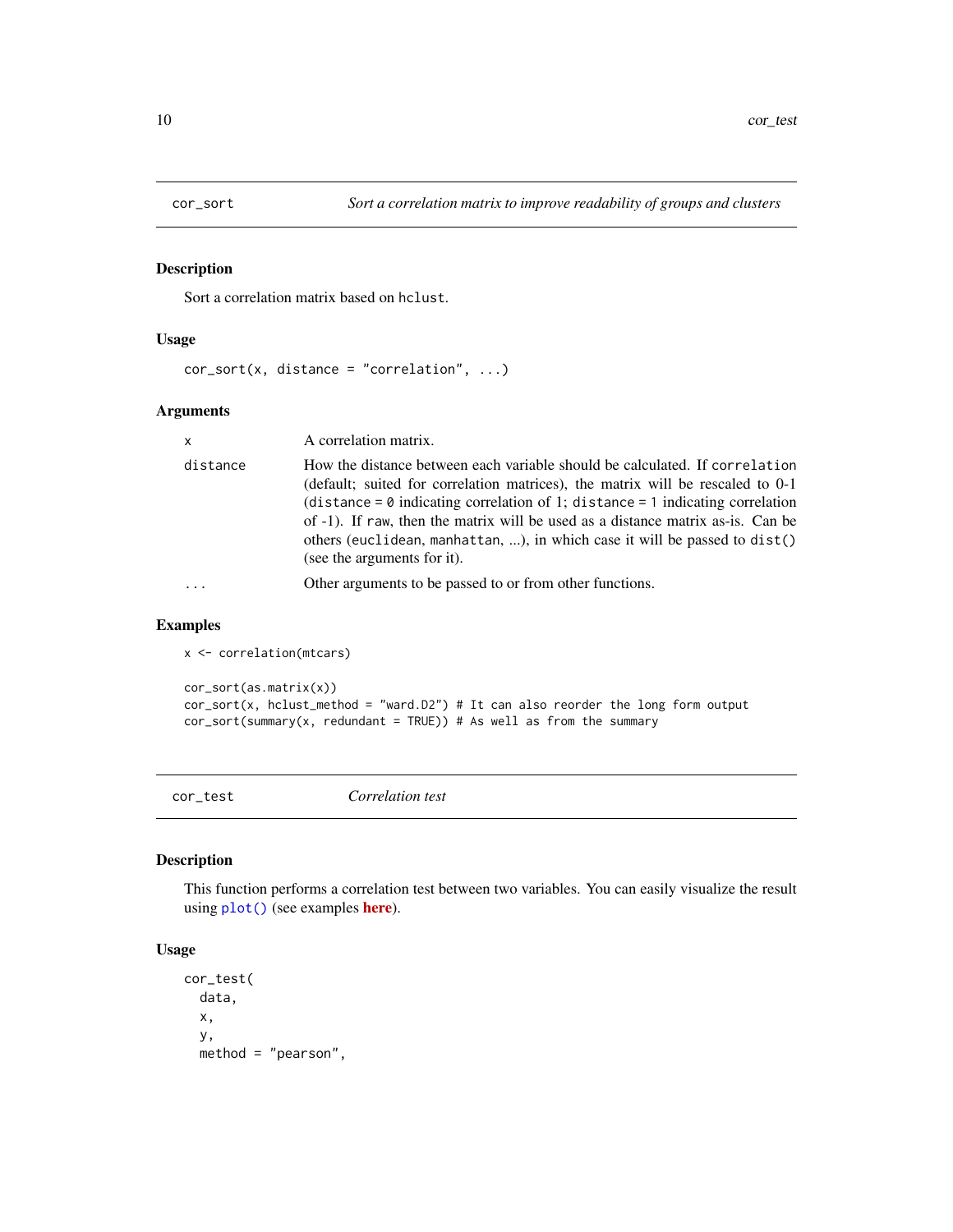## cor_sort — *Sort a correlation matrix to improve readability of groups and clusters*

### Description

Sort a correlation matrix based on `hclust`.

### Usage

```
cor_sort(x, distance = "correlation", ...)
```

### Arguments

| | |
|---|---|
| `x` | A correlation matrix. |
| `distance` | How the distance between each variable should be calculated. If `correlation` (default; suited for correlation matrices), the matrix will be rescaled to 0-1 (`distance = 0` indicating correlation of 1; `distance = 1` indicating correlation of -1). If `raw`, then the matrix will be used as a distance matrix as-is. Can be others (`euclidean`, `manhattan`, ...), in which case it will be passed to `dist()` (see the arguments for it). |
| `...` | Other arguments to be passed to or from other functions. |

### Examples

```
x <- correlation(mtcars)

cor_sort(as.matrix(x))
cor_sort(x, hclust_method = "ward.D2") # It can also reorder the long form output
cor_sort(summary(x, redundant = TRUE)) # As well as from the summary
```

## cor_test — *Correlation test*

### Description

This function performs a correlation test between two variables. You can easily visualize the result using `plot()` (see examples **here**).

### Usage

```
cor_test(
  data,
  x,
  y,
  method = "pearson",
```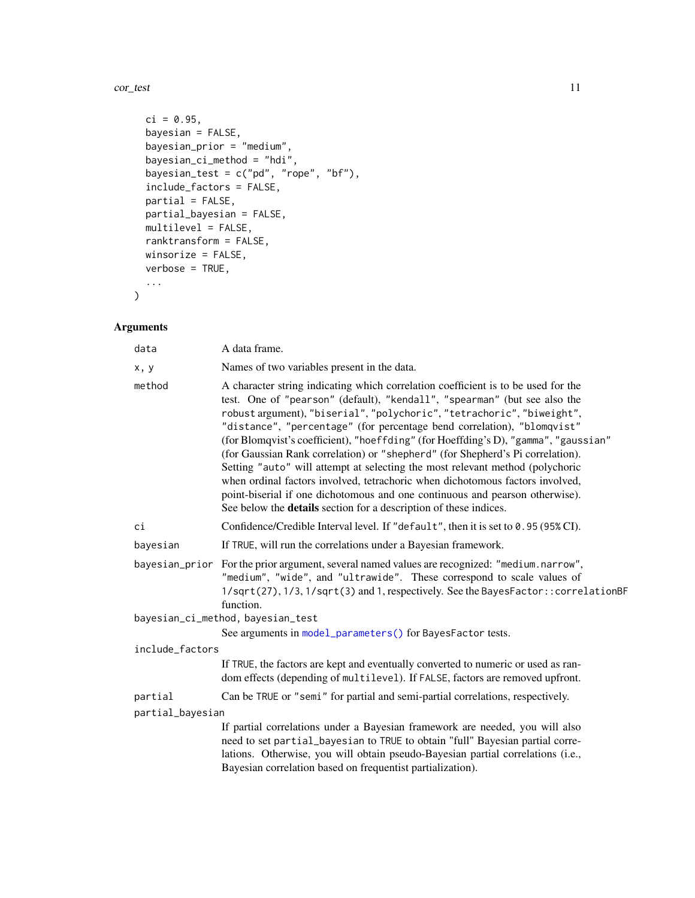```
  ci = 0.95,
  bayesian = FALSE,
  bayesian_prior = "medium",
  bayesian_ci_method = "hdi",
  bayesian_test = c("pd", "rope", "bf"),
  include_factors = FALSE,
  partial = FALSE,
  partial_bayesian = FALSE,
  multilevel = FALSE,
  ranktransform = FALSE,
  winsorize = FALSE,
  verbose = TRUE,
  ...
)
```

## Arguments

| Argument | Description |
|---|---|
| `data` | A data frame. |
| `x, y` | Names of two variables present in the data. |
| `method` | A character string indicating which correlation coefficient is to be used for the test. One of `"pearson"` (default), `"kendall"`, `"spearman"` (but see also the `robust` argument), `"biserial"`, `"polychoric"`, `"tetrachoric"`, `"biweight"`, `"distance"`, `"percentage"` (for percentage bend correlation), `"blomqvist"` (for Blomqvist's coefficient), `"hoeffding"` (for Hoeffding's D), `"gamma"`, `"gaussian"` (for Gaussian Rank correlation) or `"shepherd"` (for Shepherd's Pi correlation). Setting `"auto"` will attempt at selecting the most relevant method (polychoric when ordinal factors involved, tetrachoric when dichotomous factors involved, point-biserial if one dichotomous and one continuous and pearson otherwise). See below the **details** section for a description of these indices. |
| `ci` | Confidence/Credible Interval level. If `"default"`, then it is set to `0.95` (`95%` CI). |
| `bayesian` | If `TRUE`, will run the correlations under a Bayesian framework. |
| `bayesian_prior` | For the prior argument, several named values are recognized: `"medium.narrow"`, `"medium"`, `"wide"`, and `"ultrawide"`. These correspond to scale values of `1/sqrt(27)`, `1/3`, `1/sqrt(3)` and `1`, respectively. See the `BayesFactor::correlationBF` function. |
| `bayesian_ci_method, bayesian_test` | See arguments in `model_parameters()` for `BayesFactor` tests. |
| `include_factors` | If `TRUE`, the factors are kept and eventually converted to numeric or used as random effects (depending of `multilevel`). If `FALSE`, factors are removed upfront. |
| `partial` | Can be `TRUE` or `"semi"` for partial and semi-partial correlations, respectively. |
| `partial_bayesian` | If partial correlations under a Bayesian framework are needed, you will also need to set `partial_bayesian` to `TRUE` to obtain "full" Bayesian partial correlations. Otherwise, you will obtain pseudo-Bayesian partial correlations (i.e., Bayesian correlation based on frequentist partialization). |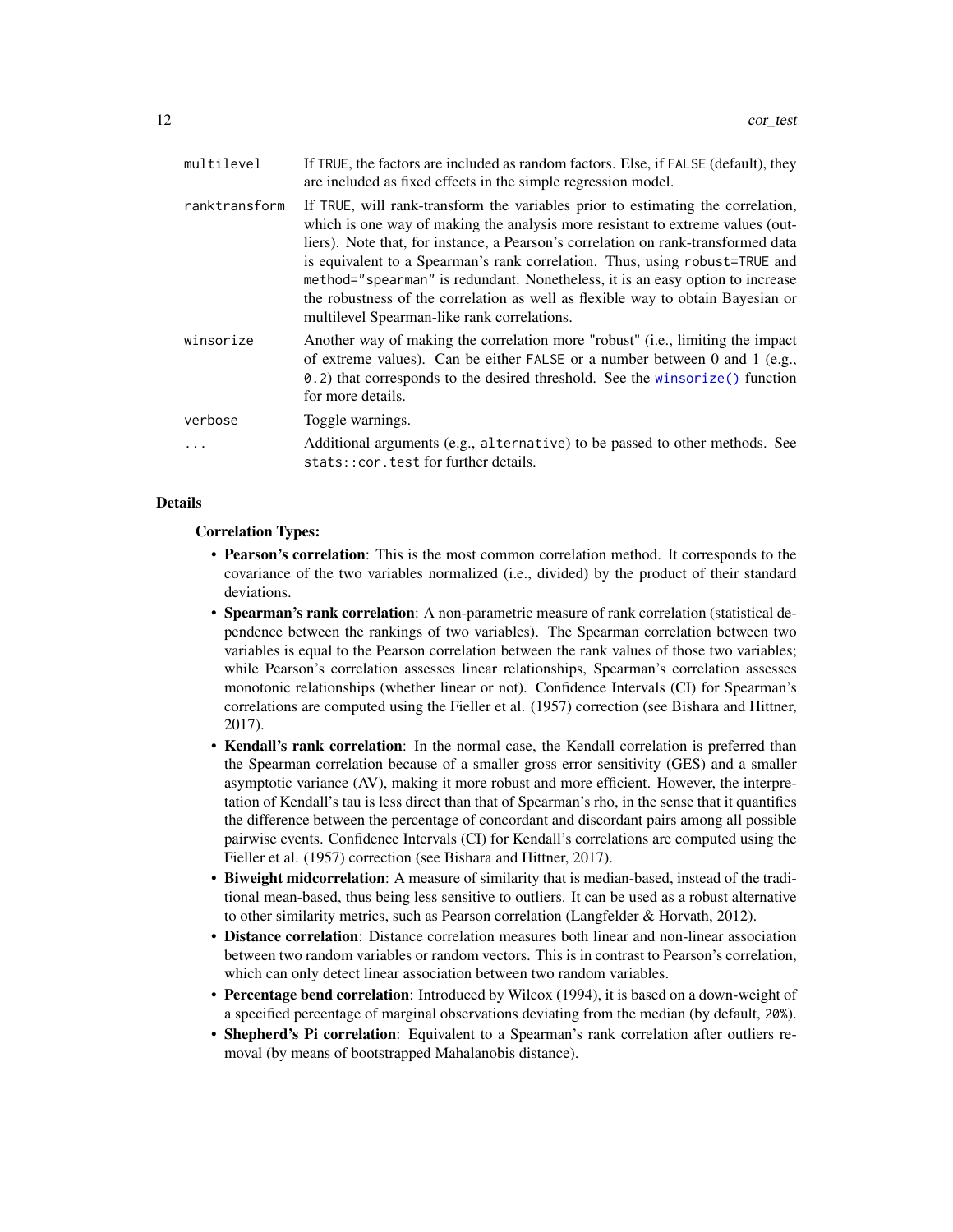| | |
|---|---|
| `multilevel` | If `TRUE`, the factors are included as random factors. Else, if `FALSE` (default), they are included as fixed effects in the simple regression model. |
| `ranktransform` | If `TRUE`, will rank-transform the variables prior to estimating the correlation, which is one way of making the analysis more resistant to extreme values (outliers). Note that, for instance, a Pearson's correlation on rank-transformed data is equivalent to a Spearman's rank correlation. Thus, using `robust=TRUE` and `method="spearman"` is redundant. Nonetheless, it is an easy option to increase the robustness of the correlation as well as flexible way to obtain Bayesian or multilevel Spearman-like rank correlations. |
| `winsorize` | Another way of making the correlation more "robust" (i.e., limiting the impact of extreme values). Can be either `FALSE` or a number between 0 and 1 (e.g., `0.2`) that corresponds to the desired threshold. See the `winsorize()` function for more details. |
| `verbose` | Toggle warnings. |
| `...` | Additional arguments (e.g., `alternative`) to be passed to other methods. See `stats::cor.test` for further details. |

## Details

### Correlation Types:

- **Pearson's correlation**: This is the most common correlation method. It corresponds to the covariance of the two variables normalized (i.e., divided) by the product of their standard deviations.
- **Spearman's rank correlation**: A non-parametric measure of rank correlation (statistical dependence between the rankings of two variables). The Spearman correlation between two variables is equal to the Pearson correlation between the rank values of those two variables; while Pearson's correlation assesses linear relationships, Spearman's correlation assesses monotonic relationships (whether linear or not). Confidence Intervals (CI) for Spearman's correlations are computed using the Fieller et al. (1957) correction (see Bishara and Hittner, 2017).
- **Kendall's rank correlation**: In the normal case, the Kendall correlation is preferred than the Spearman correlation because of a smaller gross error sensitivity (GES) and a smaller asymptotic variance (AV), making it more robust and more efficient. However, the interpretation of Kendall's tau is less direct than that of Spearman's rho, in the sense that it quantifies the difference between the percentage of concordant and discordant pairs among all possible pairwise events. Confidence Intervals (CI) for Kendall's correlations are computed using the Fieller et al. (1957) correction (see Bishara and Hittner, 2017).
- **Biweight midcorrelation**: A measure of similarity that is median-based, instead of the traditional mean-based, thus being less sensitive to outliers. It can be used as a robust alternative to other similarity metrics, such as Pearson correlation (Langfelder & Horvath, 2012).
- **Distance correlation**: Distance correlation measures both linear and non-linear association between two random variables or random vectors. This is in contrast to Pearson's correlation, which can only detect linear association between two random variables.
- **Percentage bend correlation**: Introduced by Wilcox (1994), it is based on a down-weight of a specified percentage of marginal observations deviating from the median (by default, `20%`).
- **Shepherd's Pi correlation**: Equivalent to a Spearman's rank correlation after outliers removal (by means of bootstrapped Mahalanobis distance).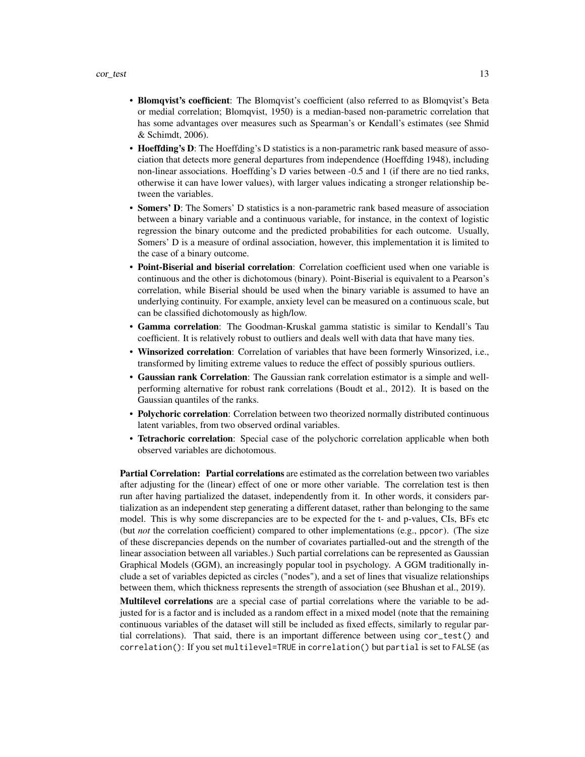- **Blomqvist's coefficient**: The Blomqvist's coefficient (also referred to as Blomqvist's Beta or medial correlation; Blomqvist, 1950) is a median-based non-parametric correlation that has some advantages over measures such as Spearman's or Kendall's estimates (see Shmid & Schimdt, 2006).
- **Hoeffding's D**: The Hoeffding's D statistics is a non-parametric rank based measure of association that detects more general departures from independence (Hoeffding 1948), including non-linear associations. Hoeffding's D varies between -0.5 and 1 (if there are no tied ranks, otherwise it can have lower values), with larger values indicating a stronger relationship between the variables.
- **Somers' D**: The Somers' D statistics is a non-parametric rank based measure of association between a binary variable and a continuous variable, for instance, in the context of logistic regression the binary outcome and the predicted probabilities for each outcome. Usually, Somers' D is a measure of ordinal association, however, this implementation it is limited to the case of a binary outcome.
- **Point-Biserial and biserial correlation**: Correlation coefficient used when one variable is continuous and the other is dichotomous (binary). Point-Biserial is equivalent to a Pearson's correlation, while Biserial should be used when the binary variable is assumed to have an underlying continuity. For example, anxiety level can be measured on a continuous scale, but can be classified dichotomously as high/low.
- **Gamma correlation**: The Goodman-Kruskal gamma statistic is similar to Kendall's Tau coefficient. It is relatively robust to outliers and deals well with data that have many ties.
- **Winsorized correlation**: Correlation of variables that have been formerly Winsorized, i.e., transformed by limiting extreme values to reduce the effect of possibly spurious outliers.
- **Gaussian rank Correlation**: The Gaussian rank correlation estimator is a simple and well-performing alternative for robust rank correlations (Boudt et al., 2012). It is based on the Gaussian quantiles of the ranks.
- **Polychoric correlation**: Correlation between two theorized normally distributed continuous latent variables, from two observed ordinal variables.
- **Tetrachoric correlation**: Special case of the polychoric correlation applicable when both observed variables are dichotomous.

**Partial Correlation:** **Partial correlations** are estimated as the correlation between two variables after adjusting for the (linear) effect of one or more other variable. The correlation test is then run after having partialized the dataset, independently from it. In other words, it considers partialization as an independent step generating a different dataset, rather than belonging to the same model. This is why some discrepancies are to be expected for the t- and p-values, CIs, BFs etc (but *not* the correlation coefficient) compared to other implementations (e.g., `ppcor`). (The size of these discrepancies depends on the number of covariates partialled-out and the strength of the linear association between all variables.) Such partial correlations can be represented as Gaussian Graphical Models (GGM), an increasingly popular tool in psychology. A GGM traditionally include a set of variables depicted as circles ("nodes"), and a set of lines that visualize relationships between them, which thickness represents the strength of association (see Bhushan et al., 2019).

**Multilevel correlations** are a special case of partial correlations where the variable to be adjusted for is a factor and is included as a random effect in a mixed model (note that the remaining continuous variables of the dataset will still be included as fixed effects, similarly to regular partial correlations). That said, there is an important difference between using `cor_test()` and `correlation()`: If you set `multilevel=TRUE` in `correlation()` but `partial` is set to `FALSE` (as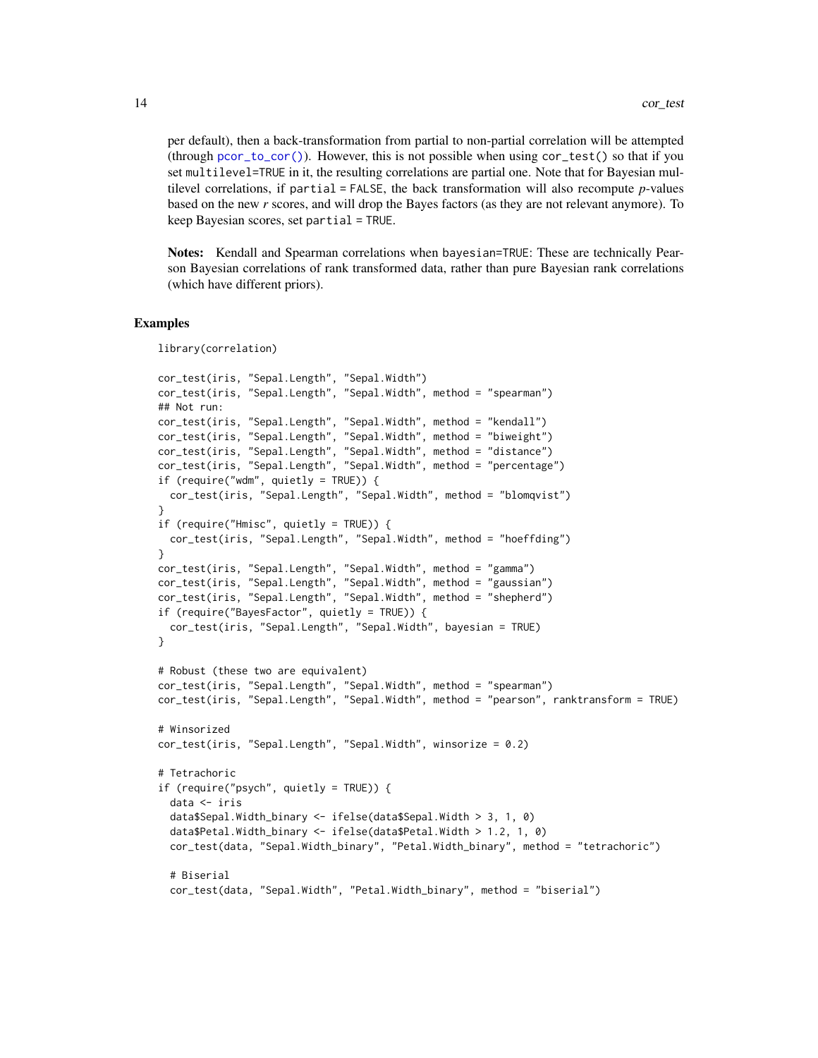per default), then a back-transformation from partial to non-partial correlation will be attempted (through pcor_to_cor()). However, this is not possible when using cor_test() so that if you set multilevel=TRUE in it, the resulting correlations are partial one. Note that for Bayesian multilevel correlations, if partial = FALSE, the back transformation will also recompute *p*-values based on the new *r* scores, and will drop the Bayes factors (as they are not relevant anymore). To keep Bayesian scores, set partial = TRUE.

**Notes:** Kendall and Spearman correlations when bayesian=TRUE: These are technically Pearson Bayesian correlations of rank transformed data, rather than pure Bayesian rank correlations (which have different priors).

## Examples

```
library(correlation)

cor_test(iris, "Sepal.Length", "Sepal.Width")
cor_test(iris, "Sepal.Length", "Sepal.Width", method = "spearman")
## Not run:
cor_test(iris, "Sepal.Length", "Sepal.Width", method = "kendall")
cor_test(iris, "Sepal.Length", "Sepal.Width", method = "biweight")
cor_test(iris, "Sepal.Length", "Sepal.Width", method = "distance")
cor_test(iris, "Sepal.Length", "Sepal.Width", method = "percentage")
if (require("wdm", quietly = TRUE)) {
  cor_test(iris, "Sepal.Length", "Sepal.Width", method = "blomqvist")
}
if (require("Hmisc", quietly = TRUE)) {
  cor_test(iris, "Sepal.Length", "Sepal.Width", method = "hoeffding")
}
cor_test(iris, "Sepal.Length", "Sepal.Width", method = "gamma")
cor_test(iris, "Sepal.Length", "Sepal.Width", method = "gaussian")
cor_test(iris, "Sepal.Length", "Sepal.Width", method = "shepherd")
if (require("BayesFactor", quietly = TRUE)) {
  cor_test(iris, "Sepal.Length", "Sepal.Width", bayesian = TRUE)
}

# Robust (these two are equivalent)
cor_test(iris, "Sepal.Length", "Sepal.Width", method = "spearman")
cor_test(iris, "Sepal.Length", "Sepal.Width", method = "pearson", ranktransform = TRUE)

# Winsorized
cor_test(iris, "Sepal.Length", "Sepal.Width", winsorize = 0.2)

# Tetrachoric
if (require("psych", quietly = TRUE)) {
  data <- iris
  data$Sepal.Width_binary <- ifelse(data$Sepal.Width > 3, 1, 0)
  data$Petal.Width_binary <- ifelse(data$Petal.Width > 1.2, 1, 0)
  cor_test(data, "Sepal.Width_binary", "Petal.Width_binary", method = "tetrachoric")

  # Biserial
  cor_test(data, "Sepal.Width", "Petal.Width_binary", method = "biserial")
```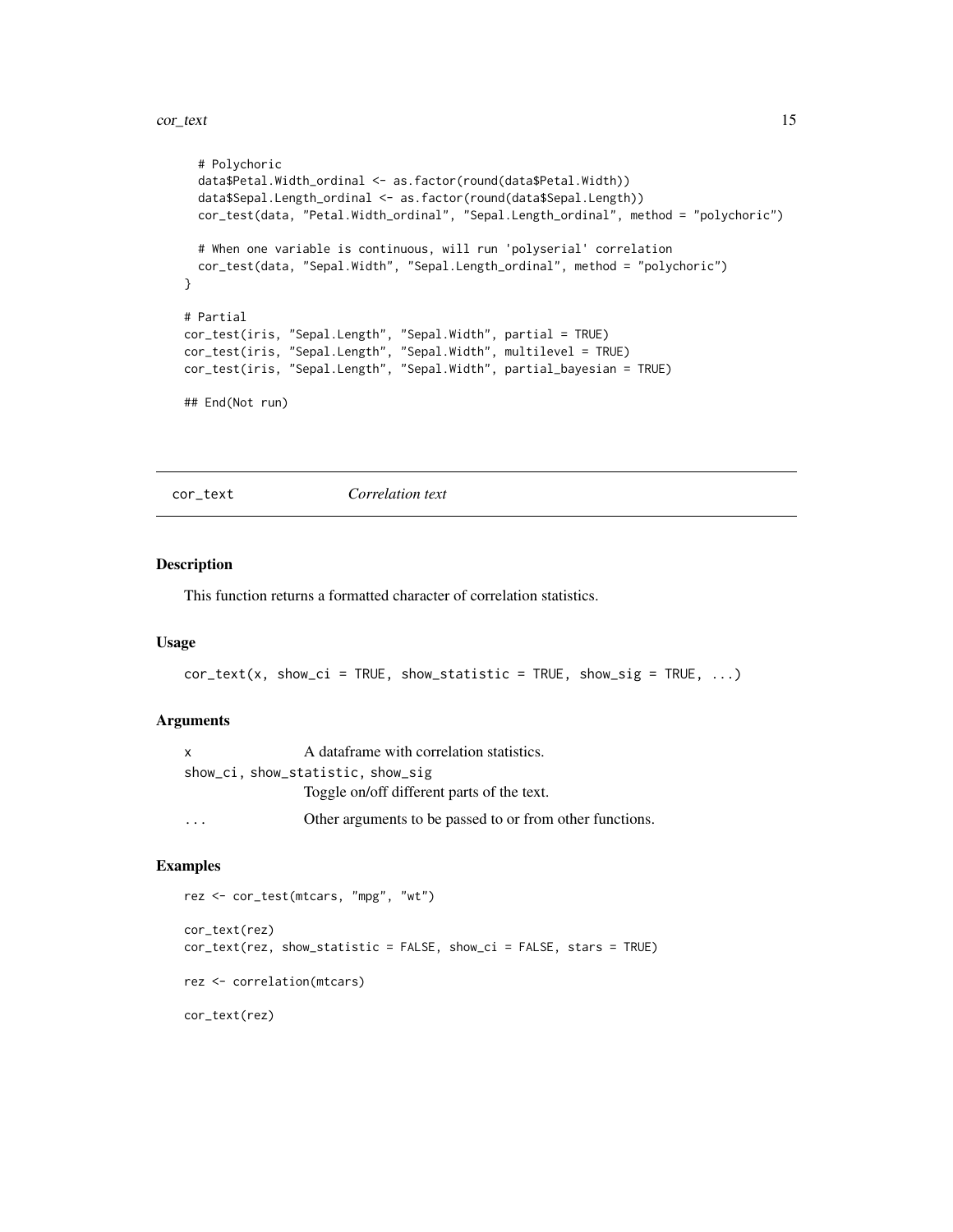```r
  # Polychoric
  data$Petal.Width_ordinal <- as.factor(round(data$Petal.Width))
  data$Sepal.Length_ordinal <- as.factor(round(data$Sepal.Length))
  cor_test(data, "Petal.Width_ordinal", "Sepal.Length_ordinal", method = "polychoric")

  # When one variable is continuous, will run 'polyserial' correlation
  cor_test(data, "Sepal.Width", "Sepal.Length_ordinal", method = "polychoric")
}

# Partial
cor_test(iris, "Sepal.Length", "Sepal.Width", partial = TRUE)
cor_test(iris, "Sepal.Length", "Sepal.Width", multilevel = TRUE)
cor_test(iris, "Sepal.Length", "Sepal.Width", partial_bayesian = TRUE)

## End(Not run)
```

## cor_text — *Correlation text*

### Description

This function returns a formatted character of correlation statistics.

### Usage

```r
cor_text(x, show_ci = TRUE, show_statistic = TRUE, show_sig = TRUE, ...)
```

### Arguments

| | |
|---|---|
| x | A dataframe with correlation statistics. |
| show_ci, show_statistic, show_sig | Toggle on/off different parts of the text. |
| ... | Other arguments to be passed to or from other functions. |

### Examples

```r
rez <- cor_test(mtcars, "mpg", "wt")

cor_text(rez)
cor_text(rez, show_statistic = FALSE, show_ci = FALSE, stars = TRUE)

rez <- correlation(mtcars)

cor_text(rez)
```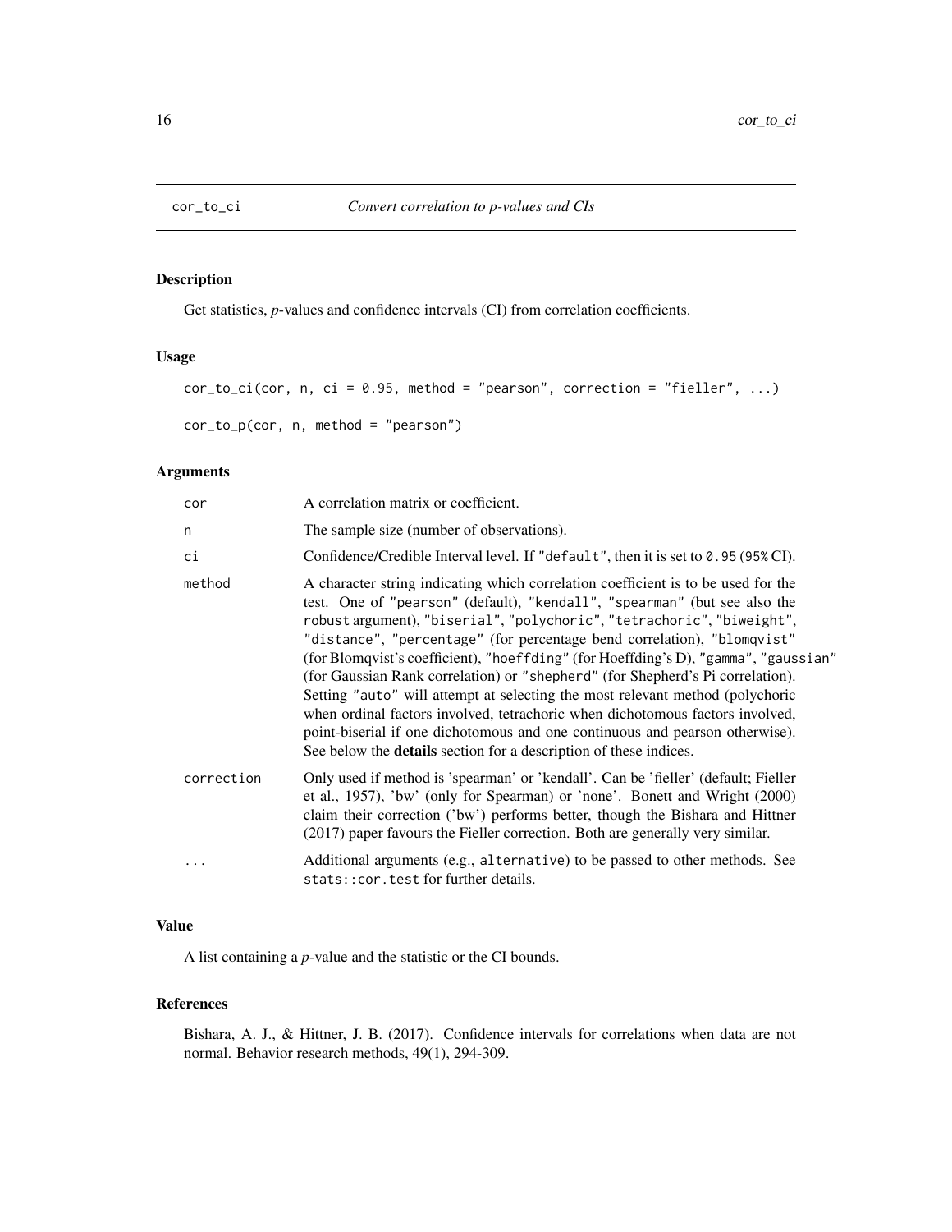# cor_to_ci — *Convert correlation to p-values and CIs*

## Description

Get statistics, *p*-values and confidence intervals (CI) from correlation coefficients.

## Usage

```
cor_to_ci(cor, n, ci = 0.95, method = "pearson", correction = "fieller", ...)

cor_to_p(cor, n, method = "pearson")
```

## Arguments

| Argument | Description |
| --- | --- |
| `cor` | A correlation matrix or coefficient. |
| `n` | The sample size (number of observations). |
| `ci` | Confidence/Credible Interval level. If `"default"`, then it is set to `0.95` (`95%` CI). |
| `method` | A character string indicating which correlation coefficient is to be used for the test. One of `"pearson"` (default), `"kendall"`, `"spearman"` (but see also the `robust` argument), `"biserial"`, `"polychoric"`, `"tetrachoric"`, `"biweight"`, `"distance"`, `"percentage"` (for percentage bend correlation), `"blomqvist"` (for Blomqvist's coefficient), `"hoeffding"` (for Hoeffding's D), `"gamma"`, `"gaussian"` (for Gaussian Rank correlation) or `"shepherd"` (for Shepherd's Pi correlation). Setting `"auto"` will attempt at selecting the most relevant method (polychoric when ordinal factors involved, tetrachoric when dichotomous factors involved, point-biserial if one dichotomous and one continuous and pearson otherwise). See below the **details** section for a description of these indices. |
| `correction` | Only used if method is 'spearman' or 'kendall'. Can be 'fieller' (default; Fieller et al., 1957), 'bw' (only for Spearman) or 'none'. Bonett and Wright (2000) claim their correction ('bw') performs better, though the Bishara and Hittner (2017) paper favours the Fieller correction. Both are generally very similar. |
| `...` | Additional arguments (e.g., `alternative`) to be passed to other methods. See `stats::cor.test` for further details. |

## Value

A list containing a *p*-value and the statistic or the CI bounds.

## References

Bishara, A. J., & Hittner, J. B. (2017). Confidence intervals for correlations when data are not normal. Behavior research methods, 49(1), 294-309.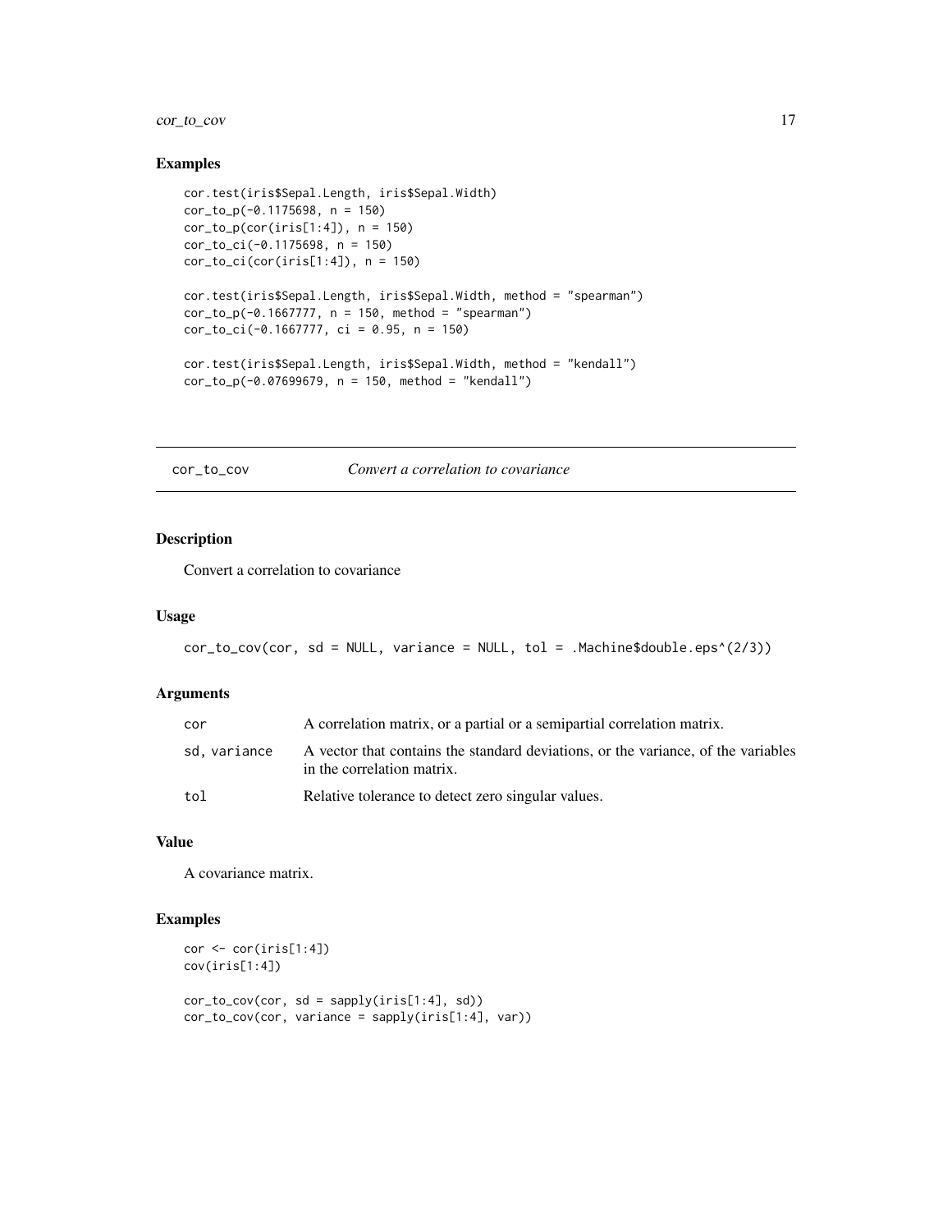## Examples

```
cor.test(iris$Sepal.Length, iris$Sepal.Width)
cor_to_p(-0.1175698, n = 150)
cor_to_p(cor(iris[1:4]), n = 150)
cor_to_ci(-0.1175698, n = 150)
cor_to_ci(cor(iris[1:4]), n = 150)

cor.test(iris$Sepal.Length, iris$Sepal.Width, method = "spearman")
cor_to_p(-0.1667777, n = 150, method = "spearman")
cor_to_ci(-0.1667777, ci = 0.95, n = 150)

cor.test(iris$Sepal.Length, iris$Sepal.Width, method = "kendall")
cor_to_p(-0.07699679, n = 150, method = "kendall")
```

---

# cor_to_cov — *Convert a correlation to covariance*

---

## Description

Convert a correlation to covariance

## Usage

```
cor_to_cov(cor, sd = NULL, variance = NULL, tol = .Machine$double.eps^(2/3))
```

## Arguments

| | |
|---|---|
| cor | A correlation matrix, or a partial or a semipartial correlation matrix. |
| sd, variance | A vector that contains the standard deviations, or the variance, of the variables in the correlation matrix. |
| tol | Relative tolerance to detect zero singular values. |

## Value

A covariance matrix.

## Examples

```
cor <- cor(iris[1:4])
cov(iris[1:4])

cor_to_cov(cor, sd = sapply(iris[1:4], sd))
cor_to_cov(cor, variance = sapply(iris[1:4], var))
```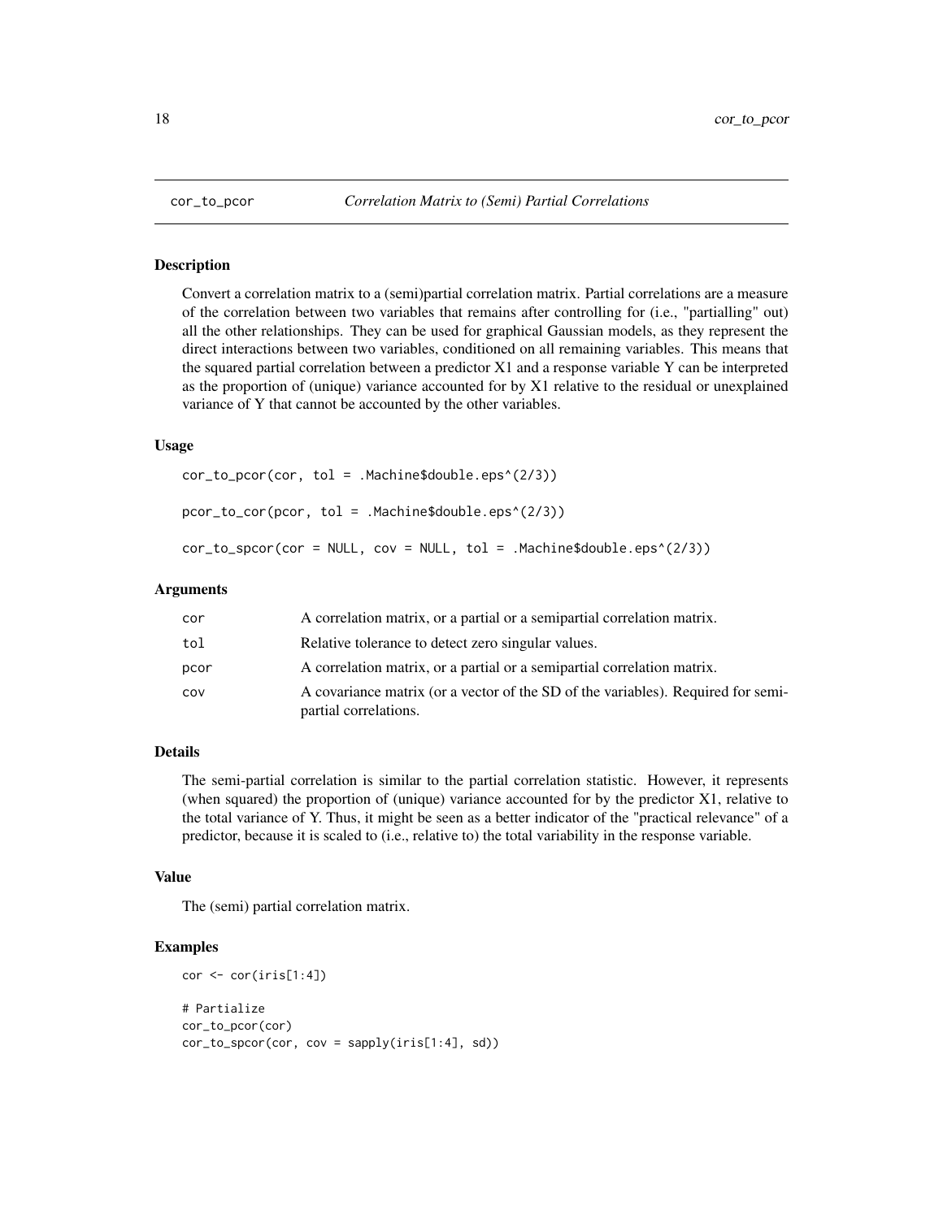# cor_to_pcor — *Correlation Matrix to (Semi) Partial Correlations*

## Description

Convert a correlation matrix to a (semi)partial correlation matrix. Partial correlations are a measure of the correlation between two variables that remains after controlling for (i.e., "partialling" out) all the other relationships. They can be used for graphical Gaussian models, as they represent the direct interactions between two variables, conditioned on all remaining variables. This means that the squared partial correlation between a predictor X1 and a response variable Y can be interpreted as the proportion of (unique) variance accounted for by X1 relative to the residual or unexplained variance of Y that cannot be accounted by the other variables.

## Usage

```
cor_to_pcor(cor, tol = .Machine$double.eps^(2/3))

pcor_to_cor(pcor, tol = .Machine$double.eps^(2/3))

cor_to_spcor(cor = NULL, cov = NULL, tol = .Machine$double.eps^(2/3))
```

## Arguments

| | |
|---|---|
| cor | A correlation matrix, or a partial or a semipartial correlation matrix. |
| tol | Relative tolerance to detect zero singular values. |
| pcor | A correlation matrix, or a partial or a semipartial correlation matrix. |
| cov | A covariance matrix (or a vector of the SD of the variables). Required for semi-partial correlations. |

## Details

The semi-partial correlation is similar to the partial correlation statistic. However, it represents (when squared) the proportion of (unique) variance accounted for by the predictor X1, relative to the total variance of Y. Thus, it might be seen as a better indicator of the "practical relevance" of a predictor, because it is scaled to (i.e., relative to) the total variability in the response variable.

## Value

The (semi) partial correlation matrix.

## Examples

```
cor <- cor(iris[1:4])

# Partialize
cor_to_pcor(cor)
cor_to_spcor(cor, cov = sapply(iris[1:4], sd))
```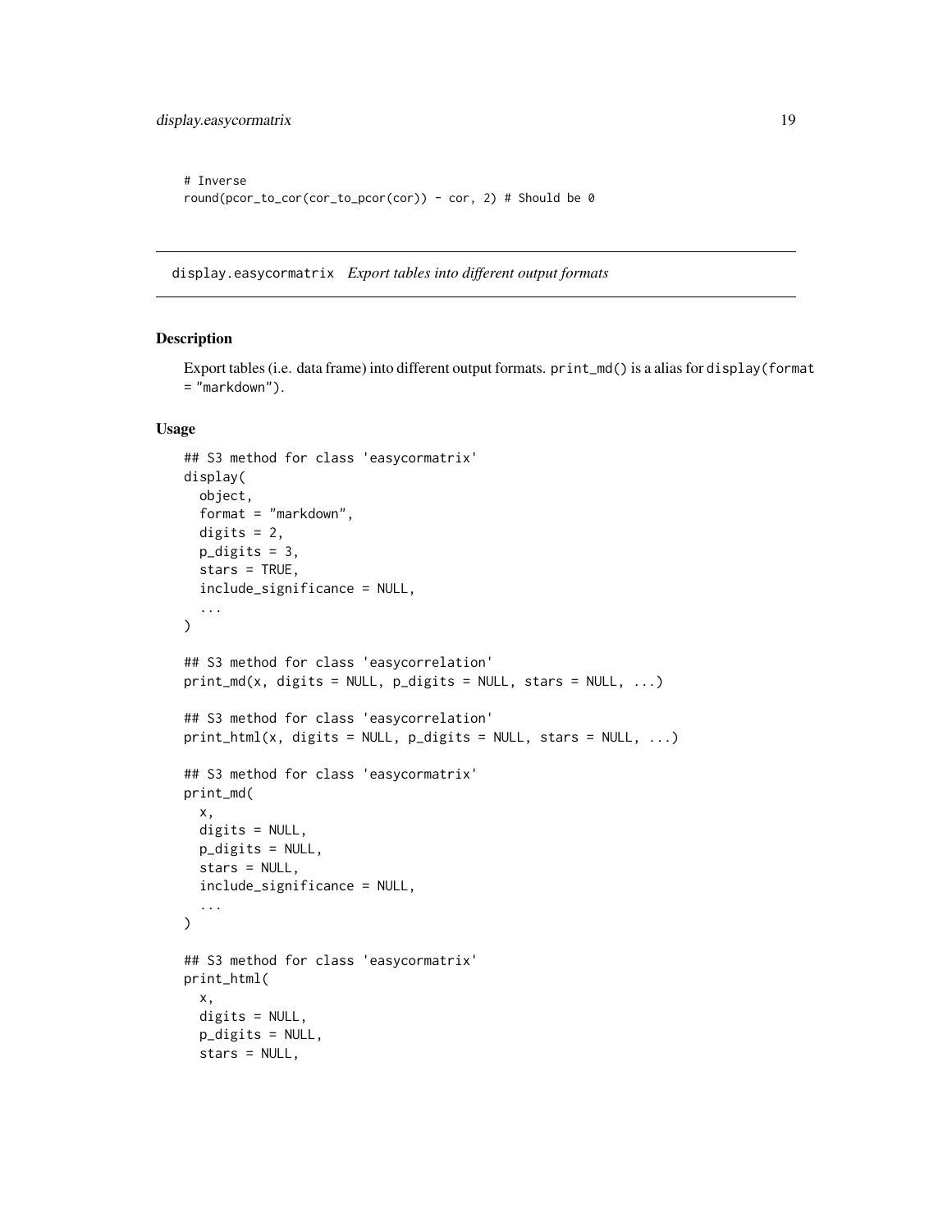```
# Inverse
round(pcor_to_cor(cor_to_pcor(cor)) - cor, 2) # Should be 0
```

## display.easycormatrix *Export tables into different output formats*

### Description

Export tables (i.e. data frame) into different output formats. `print_md()` is a alias for `display(format = "markdown")`.

### Usage

```
## S3 method for class 'easycormatrix'
display(
  object,
  format = "markdown",
  digits = 2,
  p_digits = 3,
  stars = TRUE,
  include_significance = NULL,
  ...
)

## S3 method for class 'easycorrelation'
print_md(x, digits = NULL, p_digits = NULL, stars = NULL, ...)

## S3 method for class 'easycorrelation'
print_html(x, digits = NULL, p_digits = NULL, stars = NULL, ...)

## S3 method for class 'easycormatrix'
print_md(
  x,
  digits = NULL,
  p_digits = NULL,
  stars = NULL,
  include_significance = NULL,
  ...
)

## S3 method for class 'easycormatrix'
print_html(
  x,
  digits = NULL,
  p_digits = NULL,
  stars = NULL,
```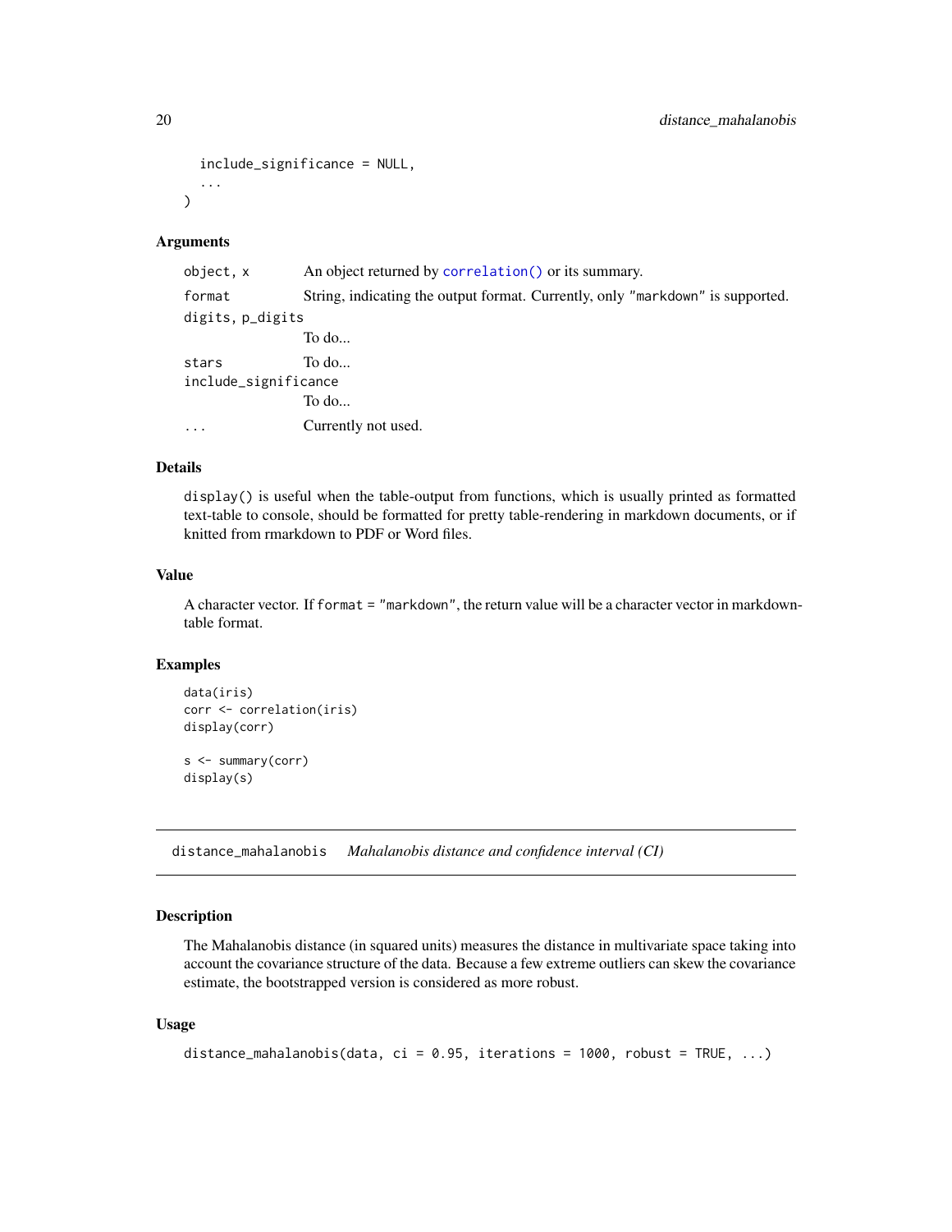```
  include_significance = NULL,
  ...
)
```

### Arguments

| | |
|---|---|
| `object, x` | An object returned by `correlation()` or its summary. |
| `format` | String, indicating the output format. Currently, only `"markdown"` is supported. |
| `digits, p_digits` | To do... |
| `stars` | To do... |
| `include_significance` | To do... |
| `...` | Currently not used. |

### Details

`display()` is useful when the table-output from functions, which is usually printed as formatted text-table to console, should be formatted for pretty table-rendering in markdown documents, or if knitted from rmarkdown to PDF or Word files.

### Value

A character vector. If `format = "markdown"`, the return value will be a character vector in markdown-table format.

### Examples

```
data(iris)
corr <- correlation(iris)
display(corr)

s <- summary(corr)
display(s)
```

---

## distance_mahalanobis *Mahalanobis distance and confidence interval (CI)*

### Description

The Mahalanobis distance (in squared units) measures the distance in multivariate space taking into account the covariance structure of the data. Because a few extreme outliers can skew the covariance estimate, the bootstrapped version is considered as more robust.

### Usage

```
distance_mahalanobis(data, ci = 0.95, iterations = 1000, robust = TRUE, ...)
```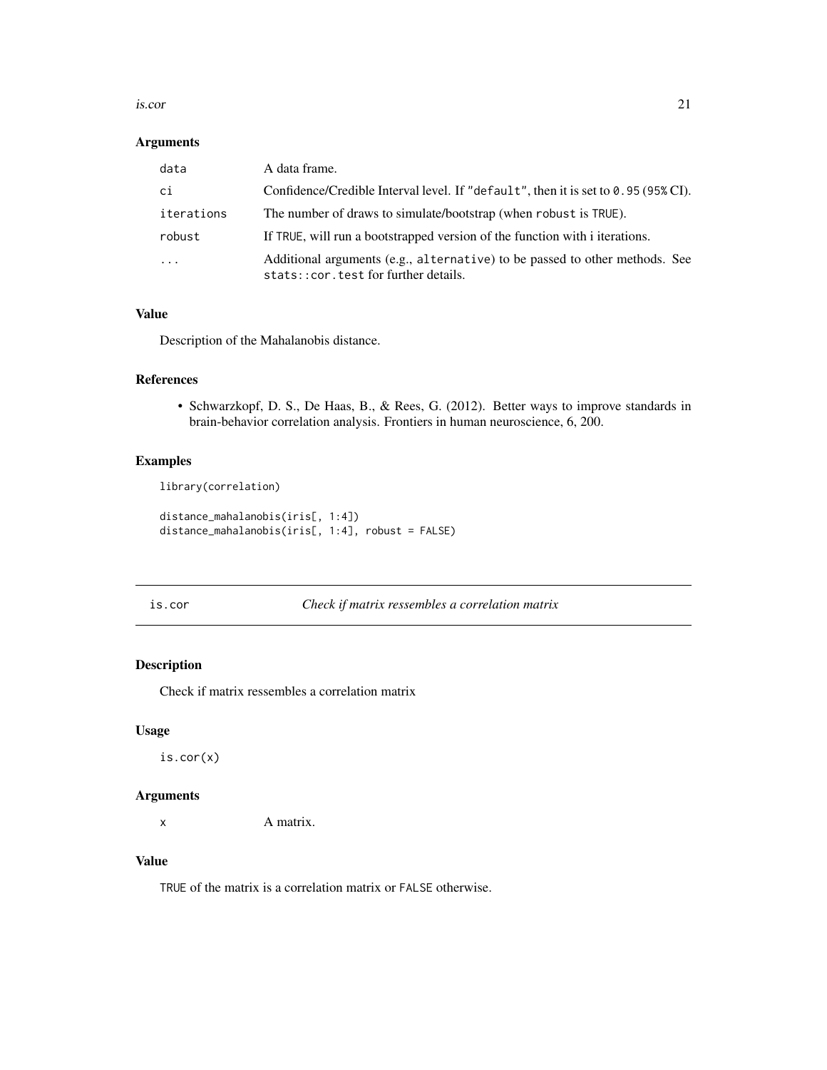### Arguments

| | |
|---|---|
| `data` | A data frame. |
| `ci` | Confidence/Credible Interval level. If `"default"`, then it is set to `0.95` (`95%` CI). |
| `iterations` | The number of draws to simulate/bootstrap (when `robust` is `TRUE`). |
| `robust` | If `TRUE`, will run a bootstrapped version of the function with i iterations. |
| `...` | Additional arguments (e.g., `alternative`) to be passed to other methods. See `stats::cor.test` for further details. |

### Value

Description of the Mahalanobis distance.

### References

- Schwarzkopf, D. S., De Haas, B., & Rees, G. (2012). Better ways to improve standards in brain-behavior correlation analysis. Frontiers in human neuroscience, 6, 200.

### Examples

```
library(correlation)

distance_mahalanobis(iris[, 1:4])
distance_mahalanobis(iris[, 1:4], robust = FALSE)
```

---

## is.cor — *Check if matrix ressembles a correlation matrix*

### Description

Check if matrix ressembles a correlation matrix

### Usage

```
is.cor(x)
```

### Arguments

| | |
|---|---|
| `x` | A matrix. |

### Value

`TRUE` of the matrix is a correlation matrix or `FALSE` otherwise.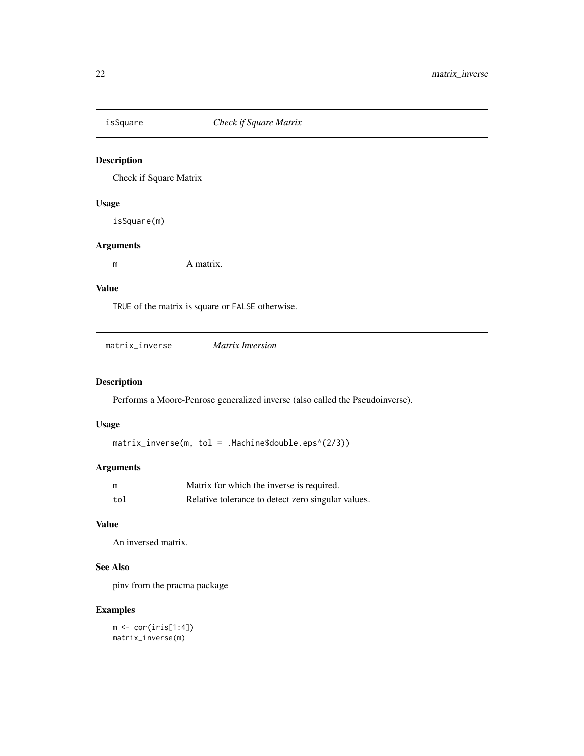## isSquare *Check if Square Matrix*

### Description

Check if Square Matrix

### Usage

```
isSquare(m)
```

### Arguments

| | |
|---|---|
| m | A matrix. |

### Value

TRUE of the matrix is square or FALSE otherwise.

## matrix_inverse *Matrix Inversion*

### Description

Performs a Moore-Penrose generalized inverse (also called the Pseudoinverse).

### Usage

```
matrix_inverse(m, tol = .Machine$double.eps^(2/3))
```

### Arguments

| | |
|---|---|
| m | Matrix for which the inverse is required. |
| tol | Relative tolerance to detect zero singular values. |

### Value

An inversed matrix.

### See Also

pinv from the pracma package

### Examples

```
m <- cor(iris[1:4])
matrix_inverse(m)
```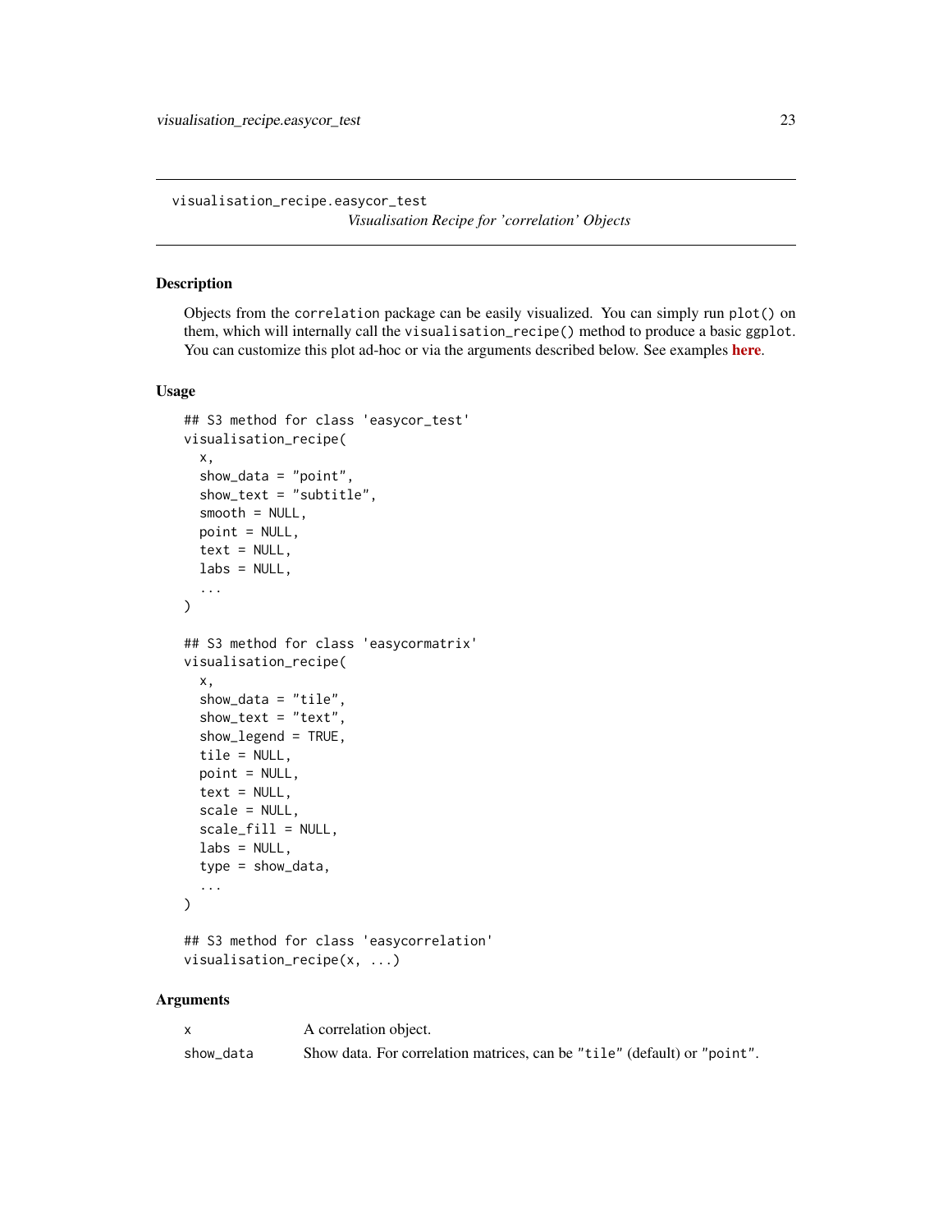visualisation_recipe.easycor_test

*Visualisation Recipe for 'correlation' Objects*

## Description

Objects from the `correlation` package can be easily visualized. You can simply run `plot()` on them, which will internally call the `visualisation_recipe()` method to produce a basic `ggplot`. You can customize this plot ad-hoc or via the arguments described below. See examples **here**.

## Usage

```
## S3 method for class 'easycor_test'
visualisation_recipe(
  x,
  show_data = "point",
  show_text = "subtitle",
  smooth = NULL,
  point = NULL,
  text = NULL,
  labs = NULL,
  ...
)

## S3 method for class 'easycormatrix'
visualisation_recipe(
  x,
  show_data = "tile",
  show_text = "text",
  show_legend = TRUE,
  tile = NULL,
  point = NULL,
  text = NULL,
  scale = NULL,
  scale_fill = NULL,
  labs = NULL,
  type = show_data,
  ...
)

## S3 method for class 'easycorrelation'
visualisation_recipe(x, ...)
```

## Arguments

| | |
|---|---|
| x | A correlation object. |
| show_data | Show data. For correlation matrices, can be "tile" (default) or "point". |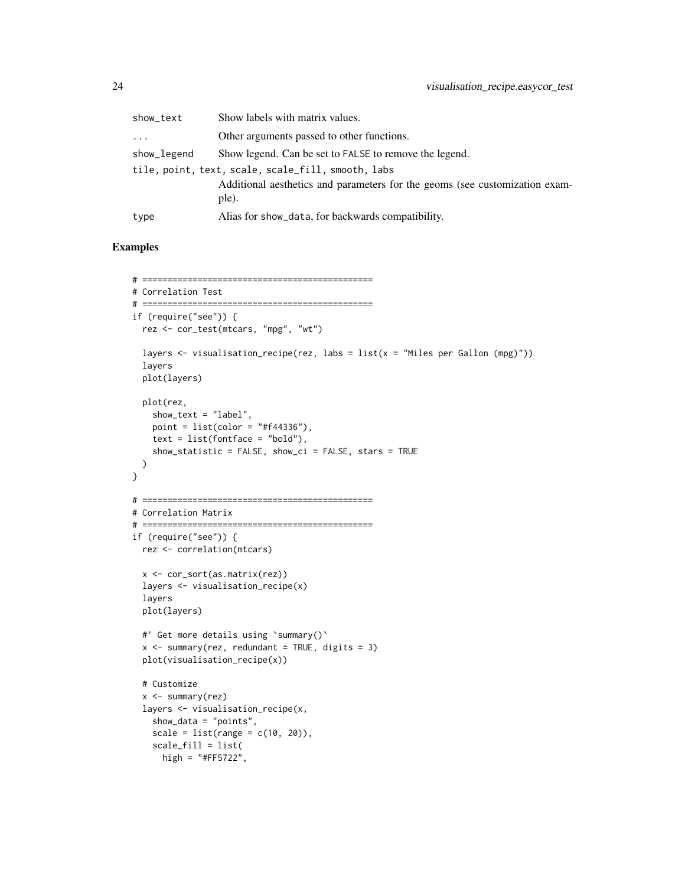| | |
|---|---|
| show_text | Show labels with matrix values. |
| ... | Other arguments passed to other functions. |
| show_legend | Show legend. Can be set to FALSE to remove the legend. |
| tile, point, text, scale, scale_fill, smooth, labs | Additional aesthetics and parameters for the geoms (see customization example). |
| type | Alias for show_data, for backwards compatibility. |

## Examples

```
# ==============================================
# Correlation Test
# ==============================================
if (require("see")) {
  rez <- cor_test(mtcars, "mpg", "wt")

  layers <- visualisation_recipe(rez, labs = list(x = "Miles per Gallon (mpg)"))
  layers
  plot(layers)

  plot(rez,
    show_text = "label",
    point = list(color = "#f44336"),
    text = list(fontface = "bold"),
    show_statistic = FALSE, show_ci = FALSE, stars = TRUE
  )
}

# ==============================================
# Correlation Matrix
# ==============================================
if (require("see")) {
  rez <- correlation(mtcars)

  x <- cor_sort(as.matrix(rez))
  layers <- visualisation_recipe(x)
  layers
  plot(layers)

  #' Get more details using `summary()`
  x <- summary(rez, redundant = TRUE, digits = 3)
  plot(visualisation_recipe(x))

  # Customize
  x <- summary(rez)
  layers <- visualisation_recipe(x,
    show_data = "points",
    scale = list(range = c(10, 20)),
    scale_fill = list(
      high = "#FF5722",
```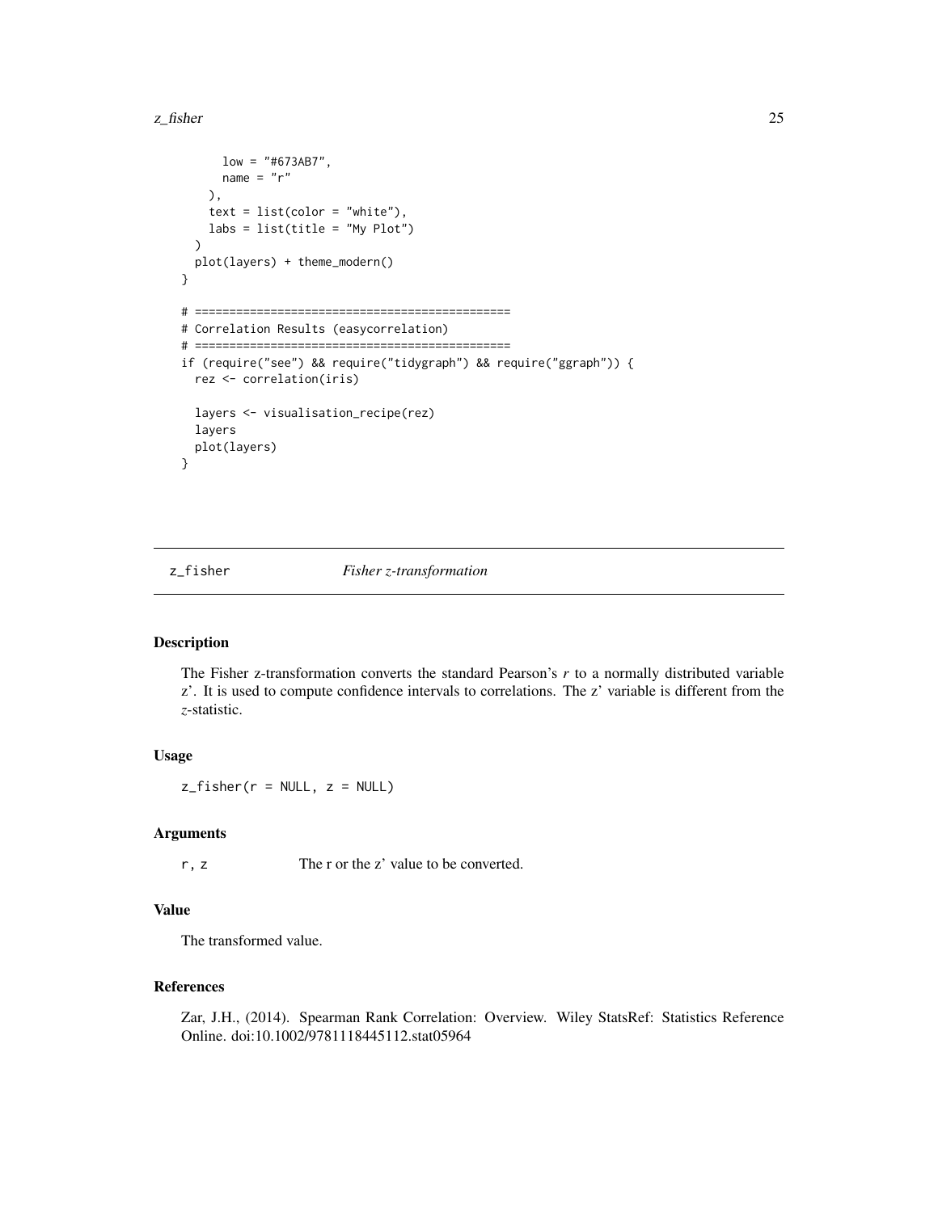```
      low = "#673AB7",
      name = "r"
    ),
    text = list(color = "white"),
    labs = list(title = "My Plot")
  )
  plot(layers) + theme_modern()
}

# ==============================================
# Correlation Results (easycorrelation)
# ==============================================
if (require("see") && require("tidygraph") && require("ggraph")) {
  rez <- correlation(iris)

  layers <- visualisation_recipe(rez)
  layers
  plot(layers)
}
```

## z_fisher *Fisher z-transformation*

### Description

The Fisher z-transformation converts the standard Pearson's *r* to a normally distributed variable z'. It is used to compute confidence intervals to correlations. The z' variable is different from the *z*-statistic.

### Usage

```
z_fisher(r = NULL, z = NULL)
```

### Arguments

| | |
|---|---|
| `r, z` | The r or the z' value to be converted. |

### Value

The transformed value.

### References

Zar, J.H., (2014). Spearman Rank Correlation: Overview. Wiley StatsRef: Statistics Reference Online. doi:10.1002/9781118445112.stat05964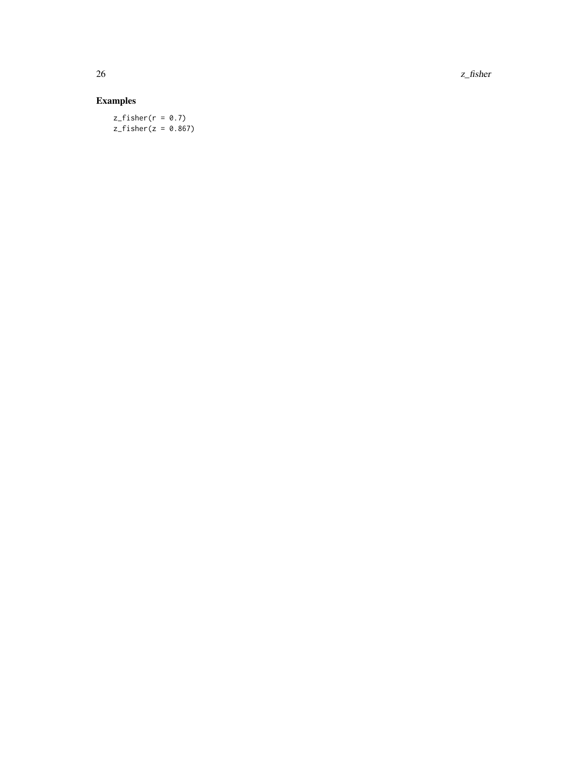## Examples

```
z_fisher(r = 0.7)
z_fisher(z = 0.867)
```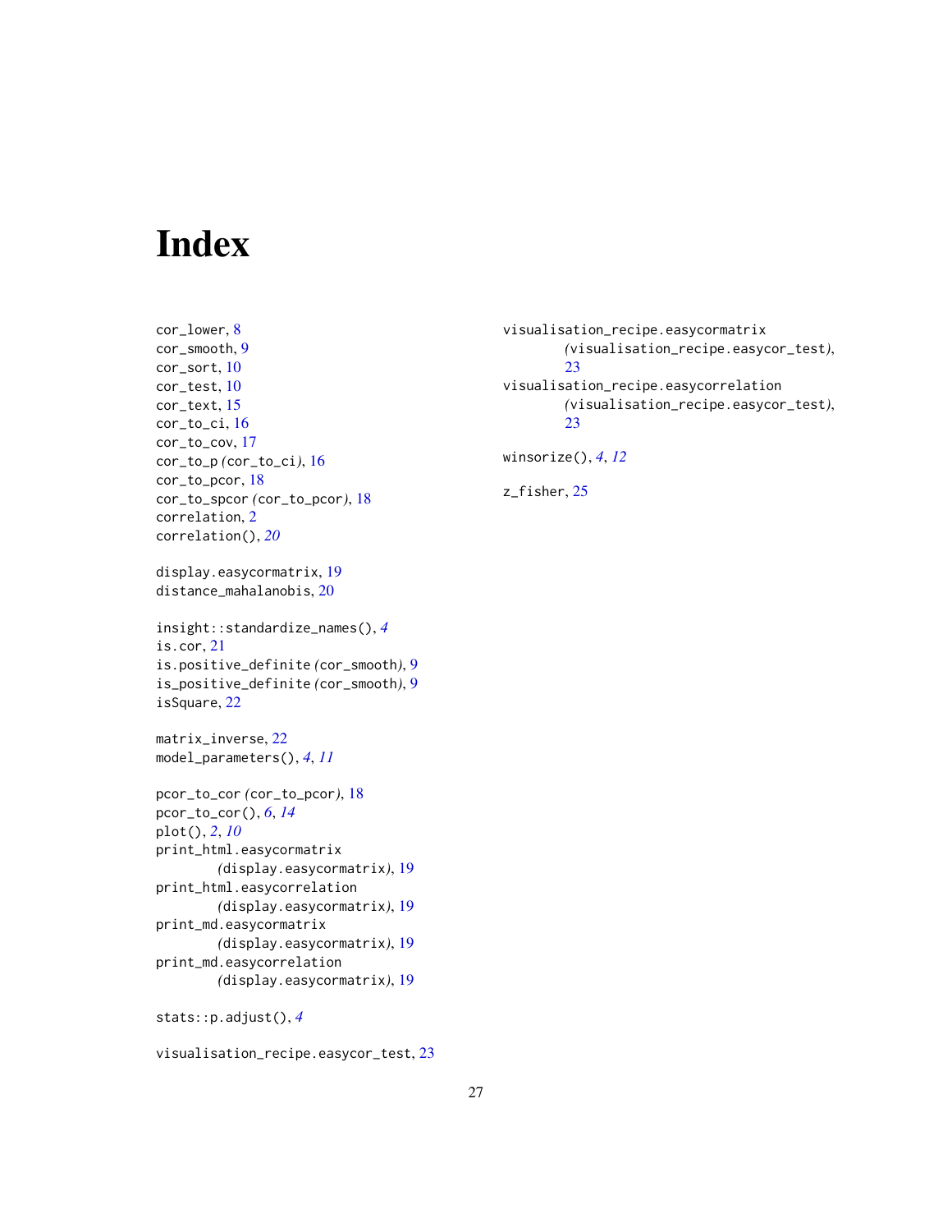# Index

cor_lower, 8
cor_smooth, 9
cor_sort, 10
cor_test, 10
cor_text, 15
cor_to_ci, 16
cor_to_cov, 17
cor_to_p (cor_to_ci), 16
cor_to_pcor, 18
cor_to_spcor (cor_to_pcor), 18
correlation, 2
correlation(), *20*

display.easycormatrix, 19
distance_mahalanobis, 20

insight::standardize_names(), *4*
is.cor, 21
is.positive_definite (cor_smooth), 9
is_positive_definite (cor_smooth), 9
isSquare, 22

matrix_inverse, 22
model_parameters(), *4*, *11*

pcor_to_cor (cor_to_pcor), 18
pcor_to_cor(), *6*, *14*
plot(), *2*, *10*
print_html.easycormatrix (display.easycormatrix), 19
print_html.easycorrelation (display.easycormatrix), 19
print_md.easycormatrix (display.easycormatrix), 19
print_md.easycorrelation (display.easycormatrix), 19

stats::p.adjust(), *4*

visualisation_recipe.easycor_test, 23
visualisation_recipe.easycormatrix (visualisation_recipe.easycor_test), 23
visualisation_recipe.easycorrelation (visualisation_recipe.easycor_test), 23

winsorize(), *4*, *12*

z_fisher, 25